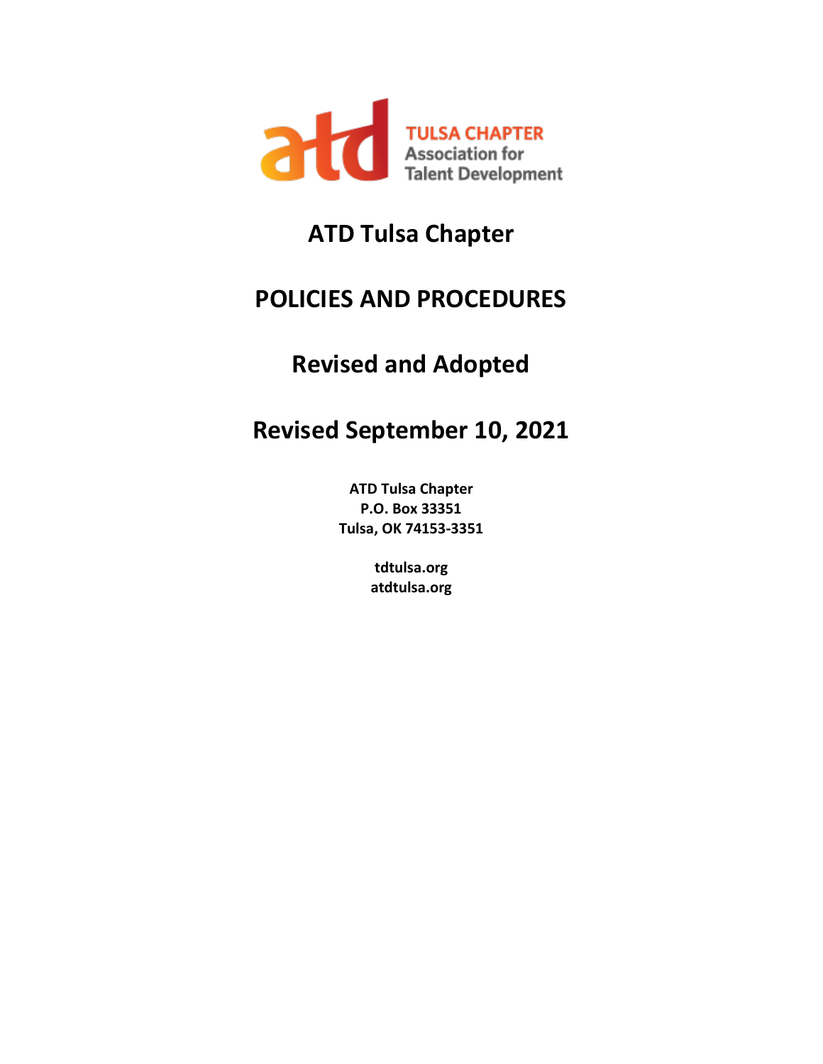TULSA CHAPTER
Association for
Talent Development

# ATD Tulsa Chapter

# POLICIES AND PROCEDURES

# Revised and Adopted

# Revised September 10, 2021

**ATD Tulsa Chapter**
**P.O. Box 33351**
**Tulsa, OK 74153-3351**

**tdtulsa.org**
**atdtulsa.org**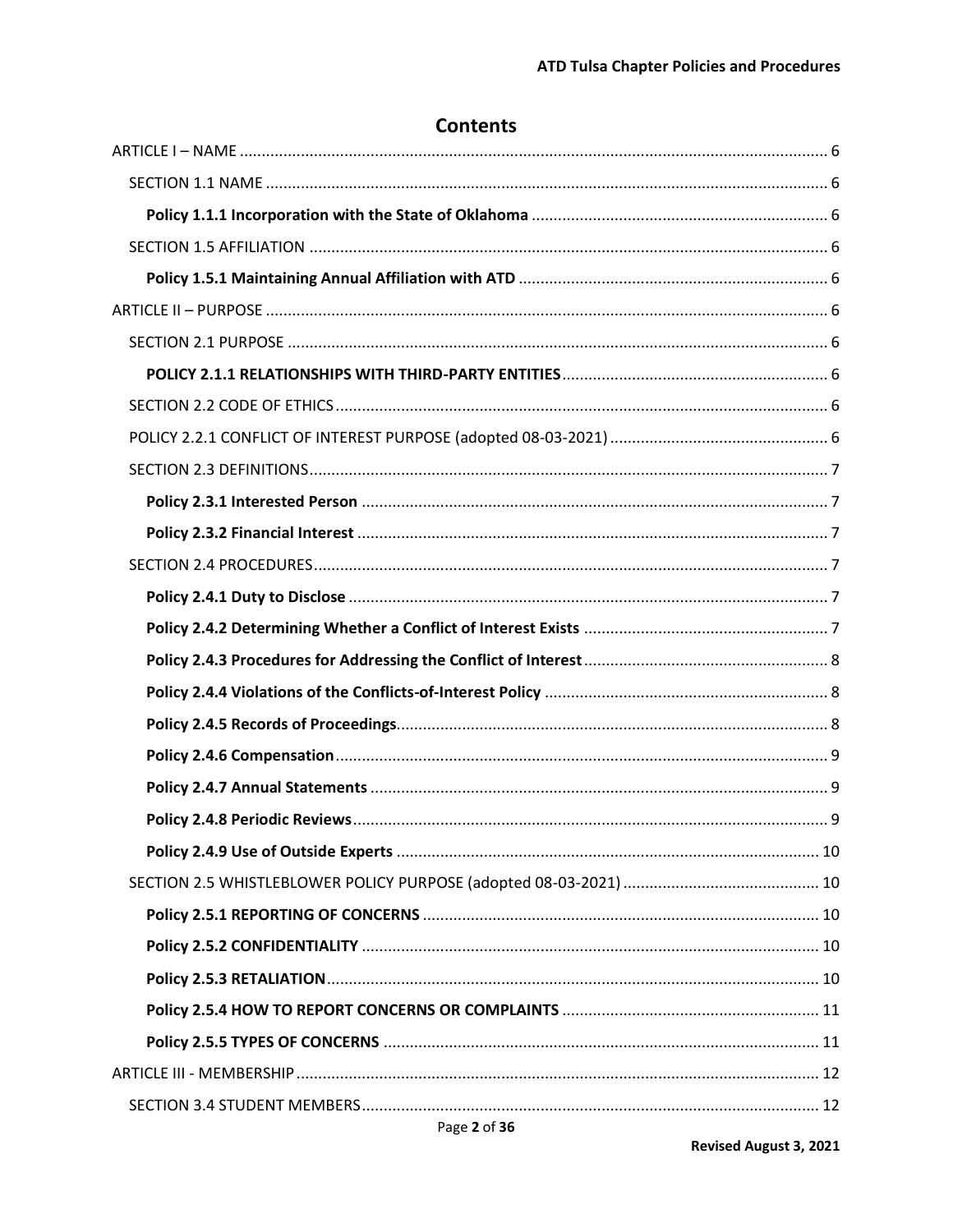# Contents

ARTICLE I – NAME ..... 6

- SECTION 1.1 NAME ..... 6
  - **Policy 1.1.1 Incorporation with the State of Oklahoma** ..... 6
- SECTION 1.5 AFFILIATION ..... 6
  - **Policy 1.5.1 Maintaining Annual Affiliation with ATD** ..... 6

ARTICLE II – PURPOSE ..... 6

- SECTION 2.1 PURPOSE ..... 6
  - **POLICY 2.1.1 RELATIONSHIPS WITH THIRD-PARTY ENTITIES** ..... 6
- SECTION 2.2 CODE OF ETHICS ..... 6
- POLICY 2.2.1 CONFLICT OF INTEREST PURPOSE (adopted 08-03-2021) ..... 6
- SECTION 2.3 DEFINITIONS ..... 7
  - **Policy 2.3.1 Interested Person** ..... 7
  - **Policy 2.3.2 Financial Interest** ..... 7
- SECTION 2.4 PROCEDURES ..... 7
  - **Policy 2.4.1 Duty to Disclose** ..... 7
  - **Policy 2.4.2 Determining Whether a Conflict of Interest Exists** ..... 7
  - **Policy 2.4.3 Procedures for Addressing the Conflict of Interest** ..... 8
  - **Policy 2.4.4 Violations of the Conflicts-of-Interest Policy** ..... 8
  - **Policy 2.4.5 Records of Proceedings** ..... 8
  - **Policy 2.4.6 Compensation** ..... 9
  - **Policy 2.4.7 Annual Statements** ..... 9
  - **Policy 2.4.8 Periodic Reviews** ..... 9
  - **Policy 2.4.9 Use of Outside Experts** ..... 10
- SECTION 2.5 WHISTLEBLOWER POLICY PURPOSE (adopted 08-03-2021) ..... 10
  - **Policy 2.5.1 REPORTING OF CONCERNS** ..... 10
  - **Policy 2.5.2 CONFIDENTIALITY** ..... 10
  - **Policy 2.5.3 RETALIATION** ..... 10
  - **Policy 2.5.4 HOW TO REPORT CONCERNS OR COMPLAINTS** ..... 11
  - **Policy 2.5.5 TYPES OF CONCERNS** ..... 11

ARTICLE III - MEMBERSHIP ..... 12

- SECTION 3.4 STUDENT MEMBERS ..... 12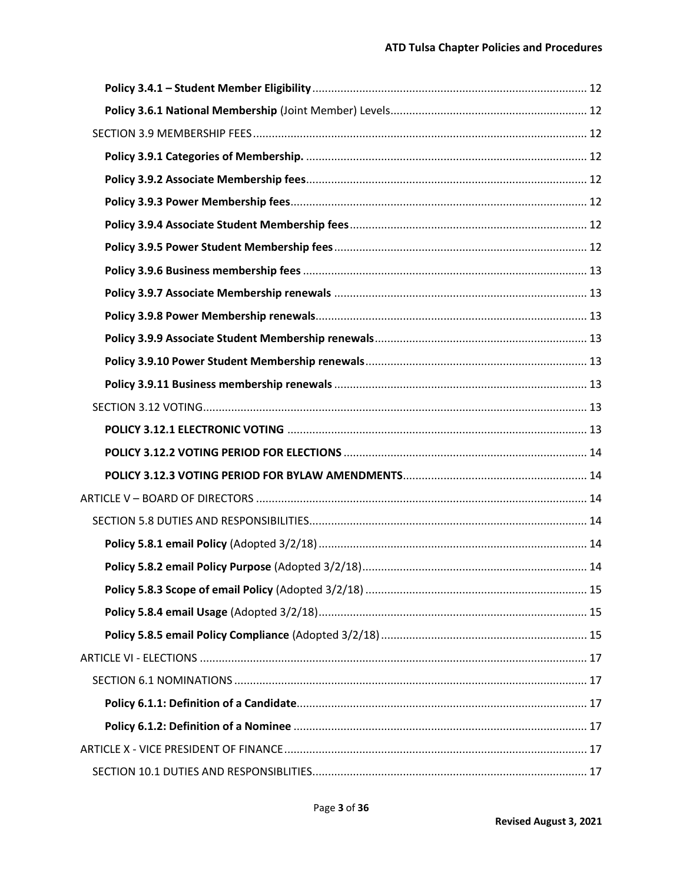**Policy 3.4.1 – Student Member Eligibility** ....... 12

**Policy 3.6.1 National Membership** (Joint Member) Levels ....... 12

SECTION 3.9 MEMBERSHIP FEES ....... 12

**Policy 3.9.1 Categories of Membership.** ....... 12

**Policy 3.9.2 Associate Membership fees** ....... 12

**Policy 3.9.3 Power Membership fees** ....... 12

**Policy 3.9.4 Associate Student Membership fees** ....... 12

**Policy 3.9.5 Power Student Membership fees** ....... 12

**Policy 3.9.6 Business membership fees** ....... 13

**Policy 3.9.7 Associate Membership renewals** ....... 13

**Policy 3.9.8 Power Membership renewals** ....... 13

**Policy 3.9.9 Associate Student Membership renewals** ....... 13

**Policy 3.9.10 Power Student Membership renewals** ....... 13

**Policy 3.9.11 Business membership renewals** ....... 13

SECTION 3.12 VOTING ....... 13

**POLICY 3.12.1 ELECTRONIC VOTING** ....... 13

**POLICY 3.12.2 VOTING PERIOD FOR ELECTIONS** ....... 14

**POLICY 3.12.3 VOTING PERIOD FOR BYLAW AMENDMENTS** ....... 14

ARTICLE V – BOARD OF DIRECTORS ....... 14

SECTION 5.8 DUTIES AND RESPONSIBILITIES ....... 14

**Policy 5.8.1 email Policy** (Adopted 3/2/18) ....... 14

**Policy 5.8.2 email Policy Purpose** (Adopted 3/2/18) ....... 14

**Policy 5.8.3 Scope of email Policy** (Adopted 3/2/18) ....... 15

**Policy 5.8.4 email Usage** (Adopted 3/2/18) ....... 15

**Policy 5.8.5 email Policy Compliance** (Adopted 3/2/18) ....... 15

ARTICLE VI - ELECTIONS ....... 17

SECTION 6.1 NOMINATIONS ....... 17

**Policy 6.1.1: Definition of a Candidate** ....... 17

**Policy 6.1.2: Definition of a Nominee** ....... 17

ARTICLE X - VICE PRESIDENT OF FINANCE ....... 17

SECTION 10.1 DUTIES AND RESPONSIBLITIES ....... 17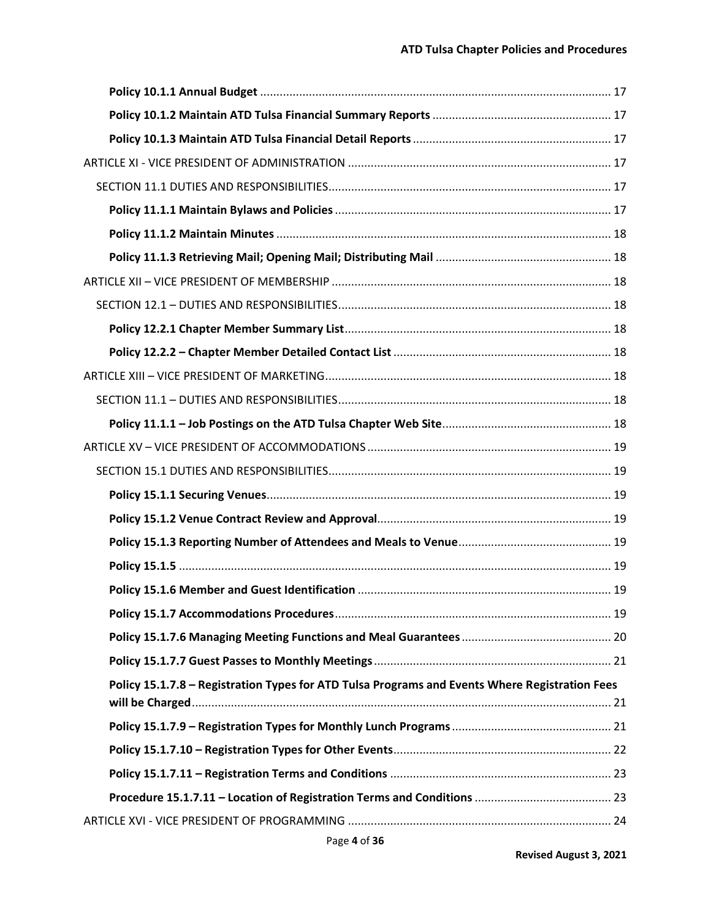**Policy 10.1.1 Annual Budget** ........................................................................................................... 17

**Policy 10.1.2 Maintain ATD Tulsa Financial Summary Reports** ...................................................... 17

**Policy 10.1.3 Maintain ATD Tulsa Financial Detail Reports** ............................................................ 17

ARTICLE XI - VICE PRESIDENT OF ADMINISTRATION ................................................................................ 17

SECTION 11.1 DUTIES AND RESPONSIBILITIES....................................................................................... 17

**Policy 11.1.1 Maintain Bylaws and Policies** .................................................................................... 17

**Policy 11.1.2 Maintain Minutes** ...................................................................................................... 18

**Policy 11.1.3 Retrieving Mail; Opening Mail; Distributing Mail** ..................................................... 18

ARTICLE XII – VICE PRESIDENT OF MEMBERSHIP ..................................................................................... 18

SECTION 12.1 – DUTIES AND RESPONSIBILITIES.................................................................................... 18

**Policy 12.2.1 Chapter Member Summary List**................................................................................. 18

**Policy 12.2.2 – Chapter Member Detailed Contact List** .................................................................. 18

ARTICLE XIII – VICE PRESIDENT OF MARKETING....................................................................................... 18

SECTION 11.1 – DUTIES AND RESPONSIBILITIES.................................................................................... 18

**Policy 11.1.1 – Job Postings on the ATD Tulsa Chapter Web Site**.................................................... 18

ARTICLE XV – VICE PRESIDENT OF ACCOMMODATIONS .......................................................................... 19

SECTION 15.1 DUTIES AND RESPONSIBILITIES....................................................................................... 19

**Policy 15.1.1 Securing Venues**......................................................................................................... 19

**Policy 15.1.2 Venue Contract Review and Approval**........................................................................ 19

**Policy 15.1.3 Reporting Number of Attendees and Meals to Venue**............................................... 19

**Policy 15.1.5** ..................................................................................................................................... 19

**Policy 15.1.6 Member and Guest Identification** ............................................................................. 19

**Policy 15.1.7 Accommodations Procedures**..................................................................................... 19

**Policy 15.1.7.6 Managing Meeting Functions and Meal Guarantees** ............................................. 20

**Policy 15.1.7.7 Guest Passes to Monthly Meetings**......................................................................... 21

**Policy 15.1.7.8 – Registration Types for ATD Tulsa Programs and Events Where Registration Fees will be Charged**................................................................................................................................ 21

**Policy 15.1.7.9 – Registration Types for Monthly Lunch Programs** ................................................. 21

**Policy 15.1.7.10 – Registration Types for Other Events**................................................................... 22

**Policy 15.1.7.11 – Registration Terms and Conditions** .................................................................... 23

**Procedure 15.1.7.11 – Location of Registration Terms and Conditions** .......................................... 23

ARTICLE XVI - VICE PRESIDENT OF PROGRAMMING ................................................................................. 24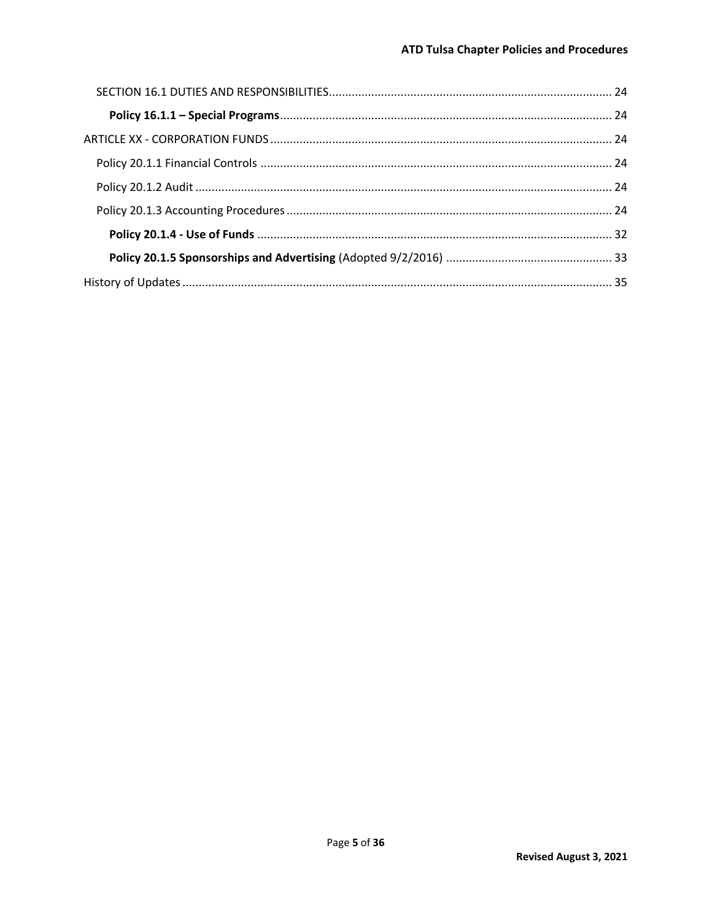SECTION 16.1 DUTIES AND RESPONSIBILITIES .......... 24

**Policy 16.1.1 – Special Programs** .......... 24

ARTICLE XX - CORPORATION FUNDS .......... 24

Policy 20.1.1 Financial Controls .......... 24

Policy 20.1.2 Audit .......... 24

Policy 20.1.3 Accounting Procedures .......... 24

**Policy 20.1.4 - Use of Funds** .......... 32

**Policy 20.1.5 Sponsorships and Advertising** (Adopted 9/2/2016) .......... 33

History of Updates .......... 35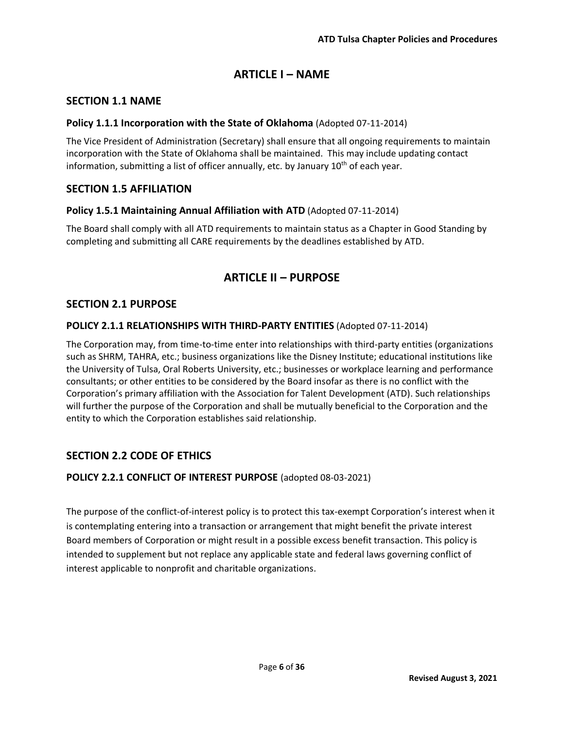# ARTICLE I – NAME

## SECTION 1.1 NAME

### Policy 1.1.1 Incorporation with the State of Oklahoma (Adopted 07-11-2014)

The Vice President of Administration (Secretary) shall ensure that all ongoing requirements to maintain incorporation with the State of Oklahoma shall be maintained. This may include updating contact information, submitting a list of officer annually, etc. by January 10th of each year.

## SECTION 1.5 AFFILIATION

### Policy 1.5.1 Maintaining Annual Affiliation with ATD (Adopted 07-11-2014)

The Board shall comply with all ATD requirements to maintain status as a Chapter in Good Standing by completing and submitting all CARE requirements by the deadlines established by ATD.

# ARTICLE II – PURPOSE

## SECTION 2.1 PURPOSE

### POLICY 2.1.1 RELATIONSHIPS WITH THIRD-PARTY ENTITIES (Adopted 07-11-2014)

The Corporation may, from time-to-time enter into relationships with third-party entities (organizations such as SHRM, TAHRA, etc.; business organizations like the Disney Institute; educational institutions like the University of Tulsa, Oral Roberts University, etc.; businesses or workplace learning and performance consultants; or other entities to be considered by the Board insofar as there is no conflict with the Corporation's primary affiliation with the Association for Talent Development (ATD). Such relationships will further the purpose of the Corporation and shall be mutually beneficial to the Corporation and the entity to which the Corporation establishes said relationship.

## SECTION 2.2 CODE OF ETHICS

### POLICY 2.2.1 CONFLICT OF INTEREST PURPOSE (adopted 08-03-2021)

The purpose of the conflict-of-interest policy is to protect this tax-exempt Corporation's interest when it is contemplating entering into a transaction or arrangement that might benefit the private interest Board members of Corporation or might result in a possible excess benefit transaction. This policy is intended to supplement but not replace any applicable state and federal laws governing conflict of interest applicable to nonprofit and charitable organizations.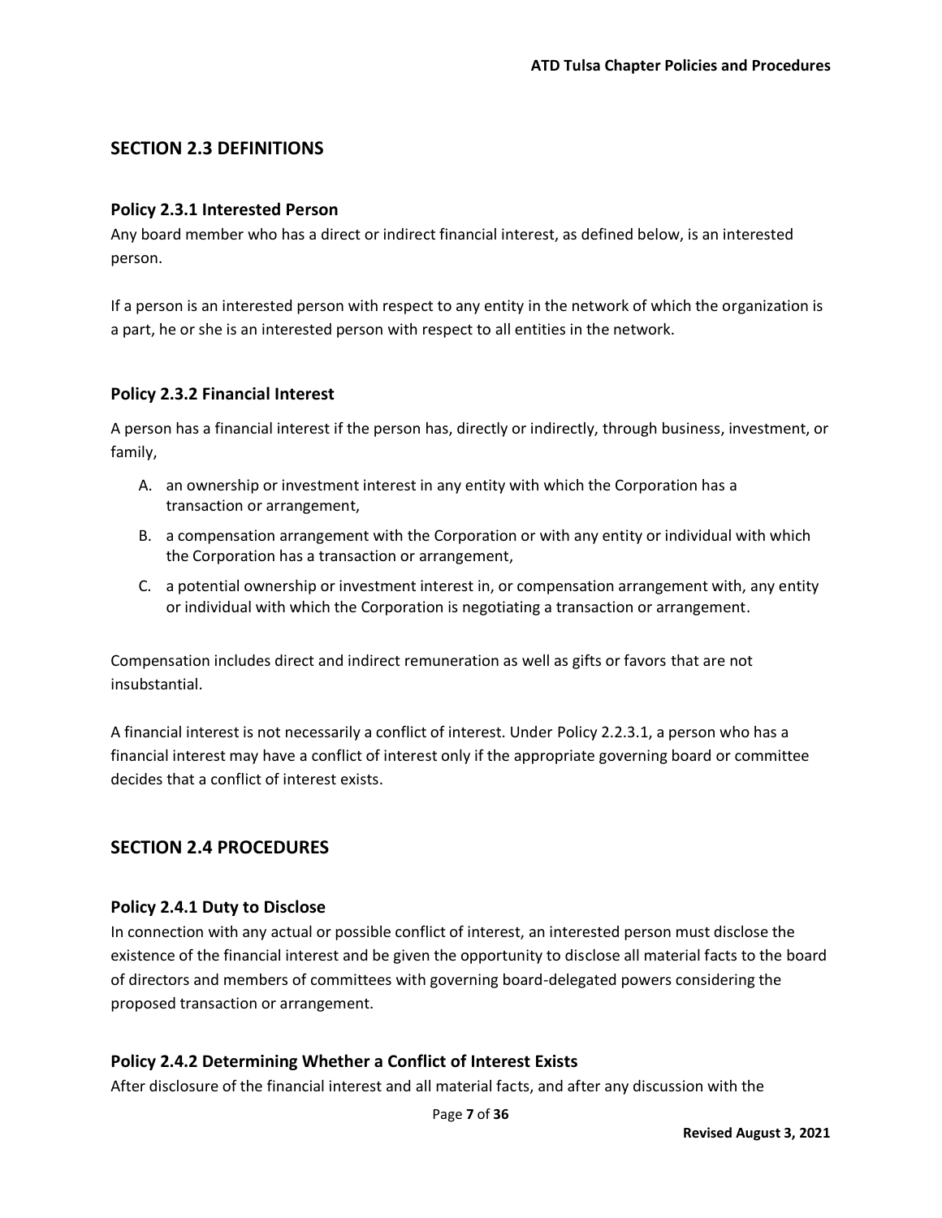## SECTION 2.3 DEFINITIONS

### Policy 2.3.1 Interested Person

Any board member who has a direct or indirect financial interest, as defined below, is an interested person.

If a person is an interested person with respect to any entity in the network of which the organization is a part, he or she is an interested person with respect to all entities in the network.

### Policy 2.3.2 Financial Interest

A person has a financial interest if the person has, directly or indirectly, through business, investment, or family,

A. an ownership or investment interest in any entity with which the Corporation has a transaction or arrangement,

B. a compensation arrangement with the Corporation or with any entity or individual with which the Corporation has a transaction or arrangement,

C. a potential ownership or investment interest in, or compensation arrangement with, any entity or individual with which the Corporation is negotiating a transaction or arrangement.

Compensation includes direct and indirect remuneration as well as gifts or favors that are not insubstantial.

A financial interest is not necessarily a conflict of interest. Under Policy 2.2.3.1, a person who has a financial interest may have a conflict of interest only if the appropriate governing board or committee decides that a conflict of interest exists.

## SECTION 2.4 PROCEDURES

### Policy 2.4.1 Duty to Disclose

In connection with any actual or possible conflict of interest, an interested person must disclose the existence of the financial interest and be given the opportunity to disclose all material facts to the board of directors and members of committees with governing board-delegated powers considering the proposed transaction or arrangement.

### Policy 2.4.2 Determining Whether a Conflict of Interest Exists

After disclosure of the financial interest and all material facts, and after any discussion with the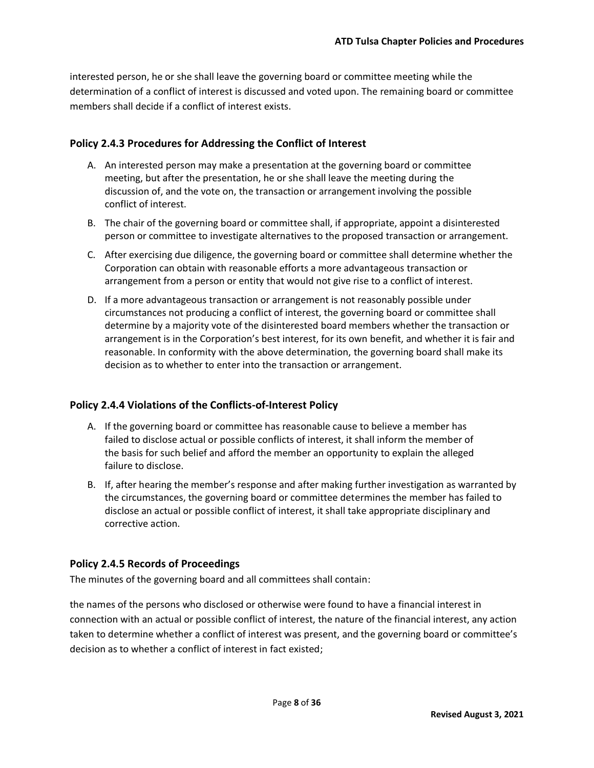interested person, he or she shall leave the governing board or committee meeting while the determination of a conflict of interest is discussed and voted upon. The remaining board or committee members shall decide if a conflict of interest exists.

### Policy 2.4.3 Procedures for Addressing the Conflict of Interest

A. An interested person may make a presentation at the governing board or committee meeting, but after the presentation, he or she shall leave the meeting during the discussion of, and the vote on, the transaction or arrangement involving the possible conflict of interest.

B. The chair of the governing board or committee shall, if appropriate, appoint a disinterested person or committee to investigate alternatives to the proposed transaction or arrangement.

C. After exercising due diligence, the governing board or committee shall determine whether the Corporation can obtain with reasonable efforts a more advantageous transaction or arrangement from a person or entity that would not give rise to a conflict of interest.

D. If a more advantageous transaction or arrangement is not reasonably possible under circumstances not producing a conflict of interest, the governing board or committee shall determine by a majority vote of the disinterested board members whether the transaction or arrangement is in the Corporation's best interest, for its own benefit, and whether it is fair and reasonable. In conformity with the above determination, the governing board shall make its decision as to whether to enter into the transaction or arrangement.

### Policy 2.4.4 Violations of the Conflicts-of-Interest Policy

A. If the governing board or committee has reasonable cause to believe a member has failed to disclose actual or possible conflicts of interest, it shall inform the member of the basis for such belief and afford the member an opportunity to explain the alleged failure to disclose.

B. If, after hearing the member's response and after making further investigation as warranted by the circumstances, the governing board or committee determines the member has failed to disclose an actual or possible conflict of interest, it shall take appropriate disciplinary and corrective action.

### Policy 2.4.5 Records of Proceedings

The minutes of the governing board and all committees shall contain:

the names of the persons who disclosed or otherwise were found to have a financial interest in connection with an actual or possible conflict of interest, the nature of the financial interest, any action taken to determine whether a conflict of interest was present, and the governing board or committee's decision as to whether a conflict of interest in fact existed;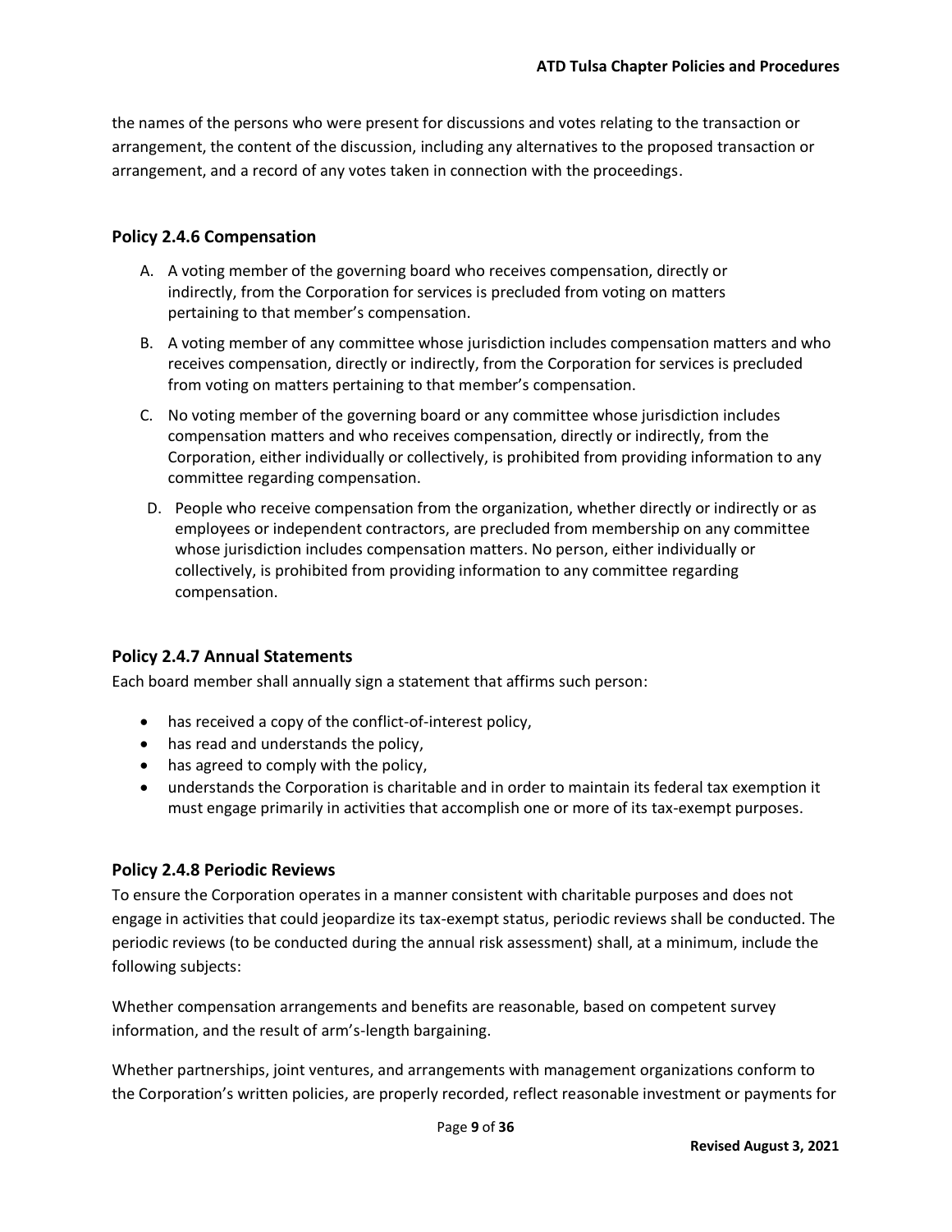the names of the persons who were present for discussions and votes relating to the transaction or arrangement, the content of the discussion, including any alternatives to the proposed transaction or arrangement, and a record of any votes taken in connection with the proceedings.

### Policy 2.4.6 Compensation

A. A voting member of the governing board who receives compensation, directly or indirectly, from the Corporation for services is precluded from voting on matters pertaining to that member's compensation.

B. A voting member of any committee whose jurisdiction includes compensation matters and who receives compensation, directly or indirectly, from the Corporation for services is precluded from voting on matters pertaining to that member's compensation.

C. No voting member of the governing board or any committee whose jurisdiction includes compensation matters and who receives compensation, directly or indirectly, from the Corporation, either individually or collectively, is prohibited from providing information to any committee regarding compensation.

D. People who receive compensation from the organization, whether directly or indirectly or as employees or independent contractors, are precluded from membership on any committee whose jurisdiction includes compensation matters. No person, either individually or collectively, is prohibited from providing information to any committee regarding compensation.

### Policy 2.4.7 Annual Statements

Each board member shall annually sign a statement that affirms such person:

- has received a copy of the conflict-of-interest policy,
- has read and understands the policy,
- has agreed to comply with the policy,
- understands the Corporation is charitable and in order to maintain its federal tax exemption it must engage primarily in activities that accomplish one or more of its tax-exempt purposes.

### Policy 2.4.8 Periodic Reviews

To ensure the Corporation operates in a manner consistent with charitable purposes and does not engage in activities that could jeopardize its tax-exempt status, periodic reviews shall be conducted. The periodic reviews (to be conducted during the annual risk assessment) shall, at a minimum, include the following subjects:

Whether compensation arrangements and benefits are reasonable, based on competent survey information, and the result of arm's-length bargaining.

Whether partnerships, joint ventures, and arrangements with management organizations conform to the Corporation's written policies, are properly recorded, reflect reasonable investment or payments for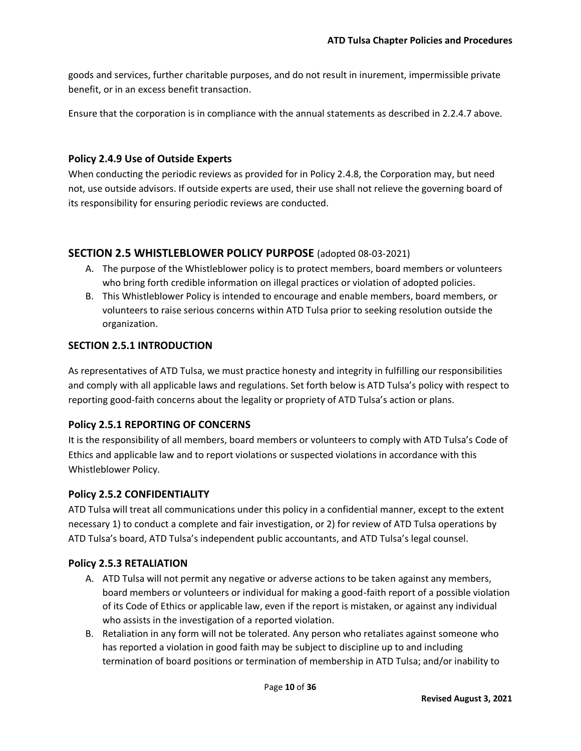goods and services, further charitable purposes, and do not result in inurement, impermissible private benefit, or in an excess benefit transaction.

Ensure that the corporation is in compliance with the annual statements as described in 2.2.4.7 above.

### Policy 2.4.9 Use of Outside Experts

When conducting the periodic reviews as provided for in Policy 2.4.8, the Corporation may, but need not, use outside advisors. If outside experts are used, their use shall not relieve the governing board of its responsibility for ensuring periodic reviews are conducted.

## SECTION 2.5 WHISTLEBLOWER POLICY PURPOSE (adopted 08-03-2021)

A. The purpose of the Whistleblower policy is to protect members, board members or volunteers who bring forth credible information on illegal practices or violation of adopted policies.
B. This Whistleblower Policy is intended to encourage and enable members, board members, or volunteers to raise serious concerns within ATD Tulsa prior to seeking resolution outside the organization.

### SECTION 2.5.1 INTRODUCTION

As representatives of ATD Tulsa, we must practice honesty and integrity in fulfilling our responsibilities and comply with all applicable laws and regulations. Set forth below is ATD Tulsa's policy with respect to reporting good-faith concerns about the legality or propriety of ATD Tulsa's action or plans.

### Policy 2.5.1 REPORTING OF CONCERNS

It is the responsibility of all members, board members or volunteers to comply with ATD Tulsa's Code of Ethics and applicable law and to report violations or suspected violations in accordance with this Whistleblower Policy.

### Policy 2.5.2 CONFIDENTIALITY

ATD Tulsa will treat all communications under this policy in a confidential manner, except to the extent necessary 1) to conduct a complete and fair investigation, or 2) for review of ATD Tulsa operations by ATD Tulsa's board, ATD Tulsa's independent public accountants, and ATD Tulsa's legal counsel.

### Policy 2.5.3 RETALIATION

A. ATD Tulsa will not permit any negative or adverse actions to be taken against any members, board members or volunteers or individual for making a good-faith report of a possible violation of its Code of Ethics or applicable law, even if the report is mistaken, or against any individual who assists in the investigation of a reported violation.
B. Retaliation in any form will not be tolerated. Any person who retaliates against someone who has reported a violation in good faith may be subject to discipline up to and including termination of board positions or termination of membership in ATD Tulsa; and/or inability to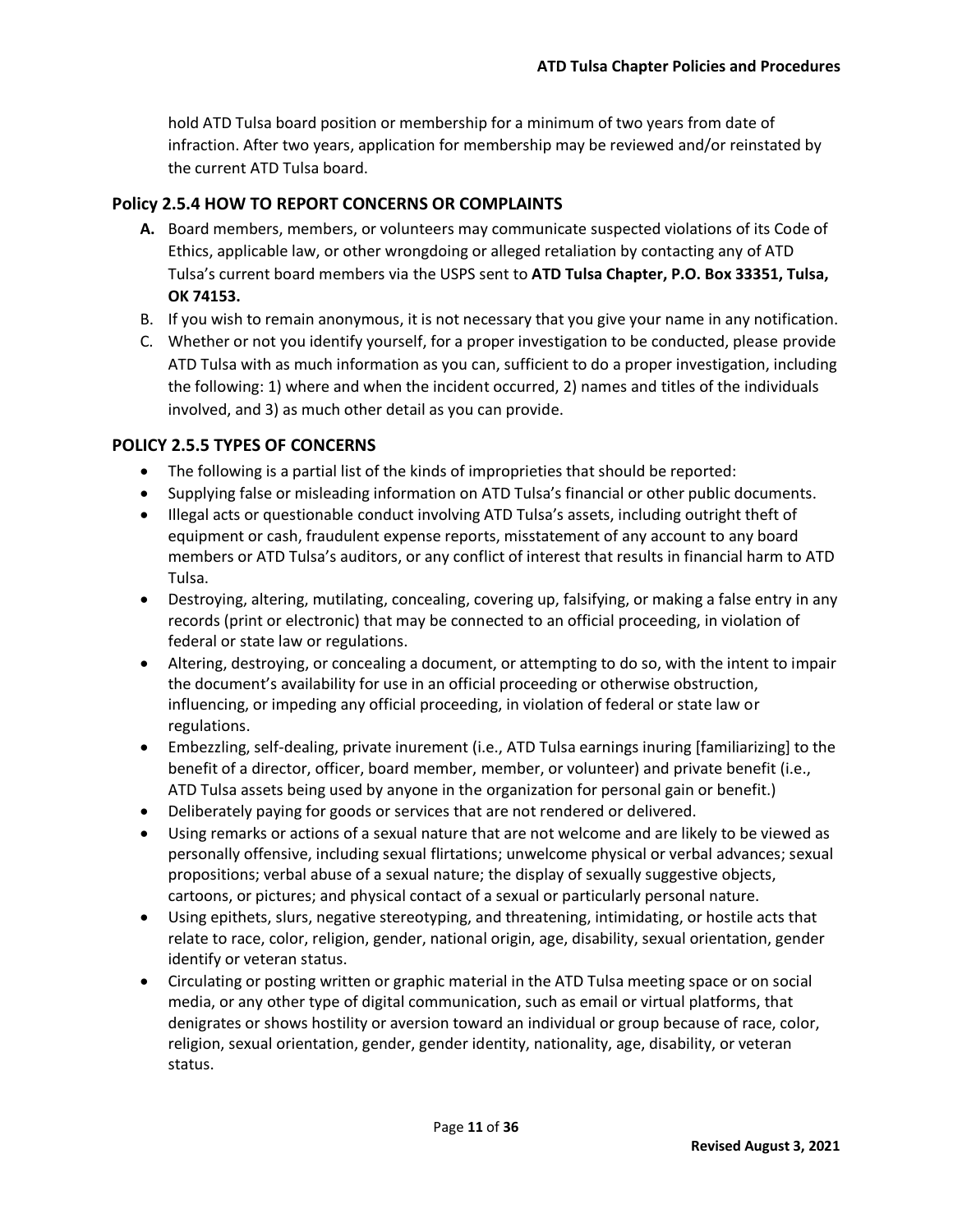hold ATD Tulsa board position or membership for a minimum of two years from date of infraction. After two years, application for membership may be reviewed and/or reinstated by the current ATD Tulsa board.

### Policy 2.5.4 HOW TO REPORT CONCERNS OR COMPLAINTS

A. Board members, members, or volunteers may communicate suspected violations of its Code of Ethics, applicable law, or other wrongdoing or alleged retaliation by contacting any of ATD Tulsa's current board members via the USPS sent to **ATD Tulsa Chapter, P.O. Box 33351, Tulsa, OK 74153.**
B. If you wish to remain anonymous, it is not necessary that you give your name in any notification.
C. Whether or not you identify yourself, for a proper investigation to be conducted, please provide ATD Tulsa with as much information as you can, sufficient to do a proper investigation, including the following: 1) where and when the incident occurred, 2) names and titles of the individuals involved, and 3) as much other detail as you can provide.

### POLICY 2.5.5 TYPES OF CONCERNS

- The following is a partial list of the kinds of improprieties that should be reported:
- Supplying false or misleading information on ATD Tulsa's financial or other public documents.
- Illegal acts or questionable conduct involving ATD Tulsa's assets, including outright theft of equipment or cash, fraudulent expense reports, misstatement of any account to any board members or ATD Tulsa's auditors, or any conflict of interest that results in financial harm to ATD Tulsa.
- Destroying, altering, mutilating, concealing, covering up, falsifying, or making a false entry in any records (print or electronic) that may be connected to an official proceeding, in violation of federal or state law or regulations.
- Altering, destroying, or concealing a document, or attempting to do so, with the intent to impair the document's availability for use in an official proceeding or otherwise obstruction, influencing, or impeding any official proceeding, in violation of federal or state law or regulations.
- Embezzling, self-dealing, private inurement (i.e., ATD Tulsa earnings inuring [familiarizing] to the benefit of a director, officer, board member, member, or volunteer) and private benefit (i.e., ATD Tulsa assets being used by anyone in the organization for personal gain or benefit.)
- Deliberately paying for goods or services that are not rendered or delivered.
- Using remarks or actions of a sexual nature that are not welcome and are likely to be viewed as personally offensive, including sexual flirtations; unwelcome physical or verbal advances; sexual propositions; verbal abuse of a sexual nature; the display of sexually suggestive objects, cartoons, or pictures; and physical contact of a sexual or particularly personal nature.
- Using epithets, slurs, negative stereotyping, and threatening, intimidating, or hostile acts that relate to race, color, religion, gender, national origin, age, disability, sexual orientation, gender identify or veteran status.
- Circulating or posting written or graphic material in the ATD Tulsa meeting space or on social media, or any other type of digital communication, such as email or virtual platforms, that denigrates or shows hostility or aversion toward an individual or group because of race, color, religion, sexual orientation, gender, gender identity, nationality, age, disability, or veteran status.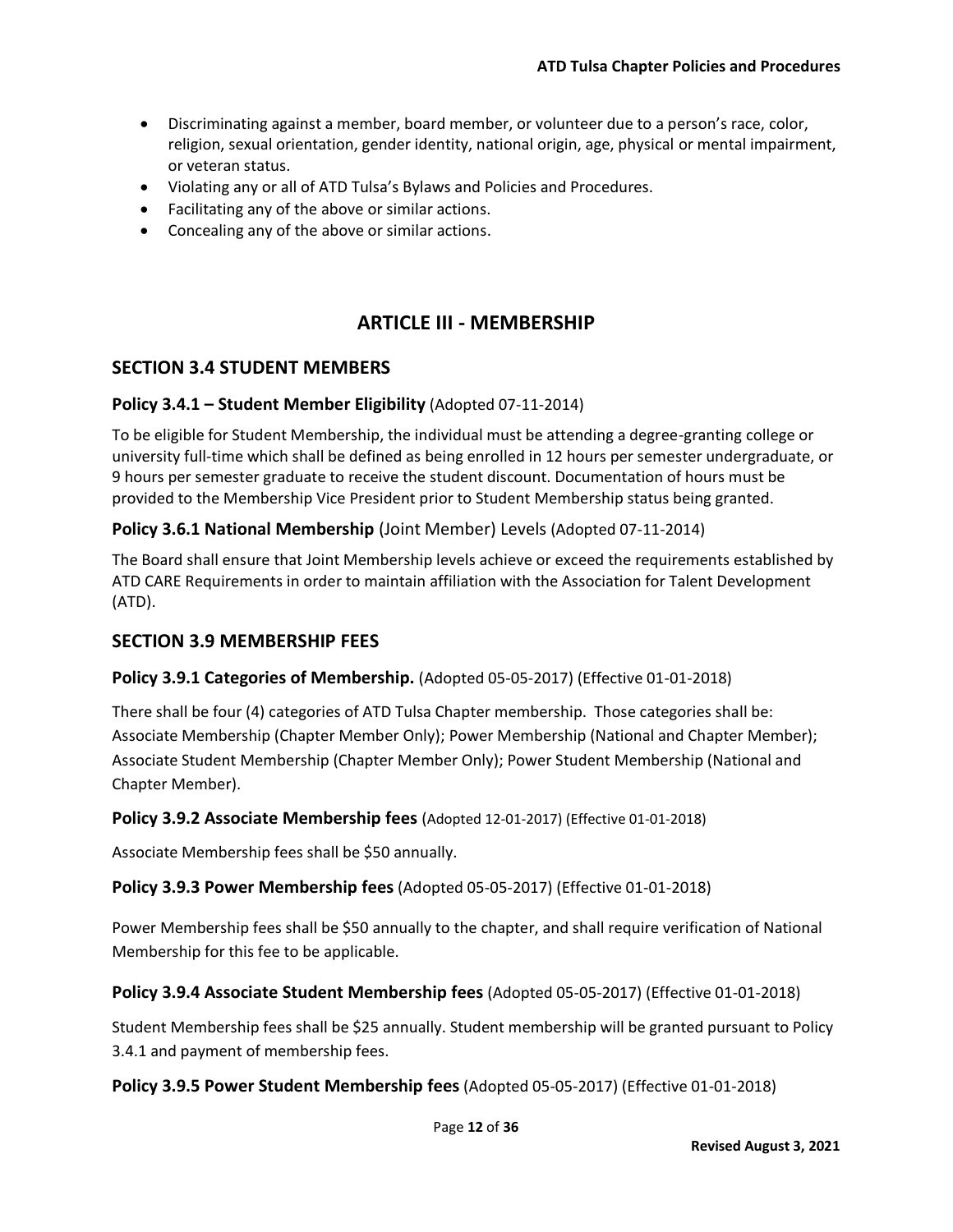- Discriminating against a member, board member, or volunteer due to a person's race, color, religion, sexual orientation, gender identity, national origin, age, physical or mental impairment, or veteran status.
- Violating any or all of ATD Tulsa's Bylaws and Policies and Procedures.
- Facilitating any of the above or similar actions.
- Concealing any of the above or similar actions.

# ARTICLE III - MEMBERSHIP

## SECTION 3.4 STUDENT MEMBERS

### Policy 3.4.1 – Student Member Eligibility (Adopted 07-11-2014)

To be eligible for Student Membership, the individual must be attending a degree-granting college or university full-time which shall be defined as being enrolled in 12 hours per semester undergraduate, or 9 hours per semester graduate to receive the student discount. Documentation of hours must be provided to the Membership Vice President prior to Student Membership status being granted.

### Policy 3.6.1 National Membership (Joint Member) Levels (Adopted 07-11-2014)

The Board shall ensure that Joint Membership levels achieve or exceed the requirements established by ATD CARE Requirements in order to maintain affiliation with the Association for Talent Development (ATD).

## SECTION 3.9 MEMBERSHIP FEES

### Policy 3.9.1 Categories of Membership. (Adopted 05-05-2017) (Effective 01-01-2018)

There shall be four (4) categories of ATD Tulsa Chapter membership. Those categories shall be: Associate Membership (Chapter Member Only); Power Membership (National and Chapter Member); Associate Student Membership (Chapter Member Only); Power Student Membership (National and Chapter Member).

### Policy 3.9.2 Associate Membership fees (Adopted 12-01-2017) (Effective 01-01-2018)

Associate Membership fees shall be $50 annually.

### Policy 3.9.3 Power Membership fees (Adopted 05-05-2017) (Effective 01-01-2018)

Power Membership fees shall be $50 annually to the chapter, and shall require verification of National Membership for this fee to be applicable.

### Policy 3.9.4 Associate Student Membership fees (Adopted 05-05-2017) (Effective 01-01-2018)

Student Membership fees shall be $25 annually. Student membership will be granted pursuant to Policy 3.4.1 and payment of membership fees.

### Policy 3.9.5 Power Student Membership fees (Adopted 05-05-2017) (Effective 01-01-2018)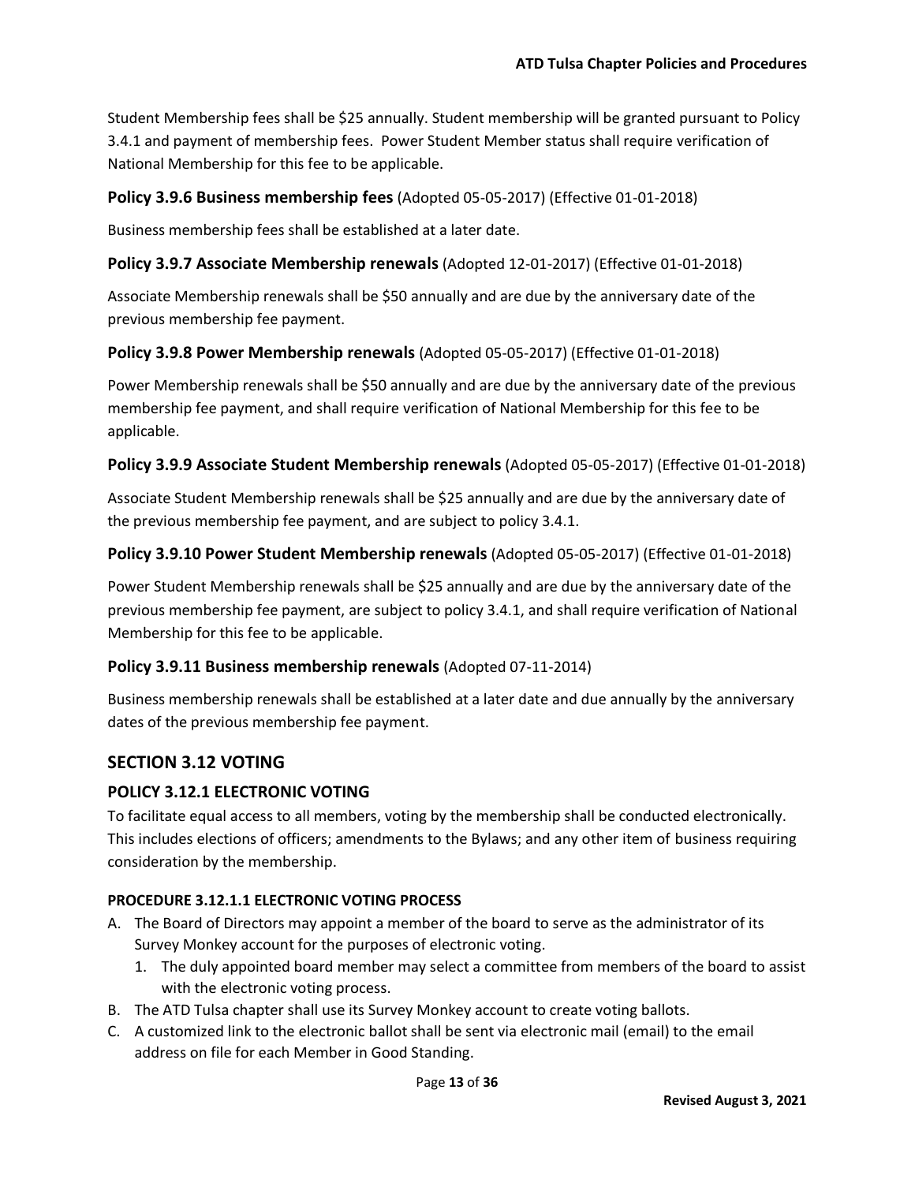Student Membership fees shall be $25 annually. Student membership will be granted pursuant to Policy 3.4.1 and payment of membership fees. Power Student Member status shall require verification of National Membership for this fee to be applicable.

### Policy 3.9.6 Business membership fees (Adopted 05-05-2017) (Effective 01-01-2018)

Business membership fees shall be established at a later date.

### Policy 3.9.7 Associate Membership renewals (Adopted 12-01-2017) (Effective 01-01-2018)

Associate Membership renewals shall be $50 annually and are due by the anniversary date of the previous membership fee payment.

### Policy 3.9.8 Power Membership renewals (Adopted 05-05-2017) (Effective 01-01-2018)

Power Membership renewals shall be $50 annually and are due by the anniversary date of the previous membership fee payment, and shall require verification of National Membership for this fee to be applicable.

### Policy 3.9.9 Associate Student Membership renewals (Adopted 05-05-2017) (Effective 01-01-2018)

Associate Student Membership renewals shall be $25 annually and are due by the anniversary date of the previous membership fee payment, and are subject to policy 3.4.1.

### Policy 3.9.10 Power Student Membership renewals (Adopted 05-05-2017) (Effective 01-01-2018)

Power Student Membership renewals shall be $25 annually and are due by the anniversary date of the previous membership fee payment, are subject to policy 3.4.1, and shall require verification of National Membership for this fee to be applicable.

### Policy 3.9.11 Business membership renewals (Adopted 07-11-2014)

Business membership renewals shall be established at a later date and due annually by the anniversary dates of the previous membership fee payment.

## SECTION 3.12 VOTING

### POLICY 3.12.1 ELECTRONIC VOTING

To facilitate equal access to all members, voting by the membership shall be conducted electronically. This includes elections of officers; amendments to the Bylaws; and any other item of business requiring consideration by the membership.

#### PROCEDURE 3.12.1.1 ELECTRONIC VOTING PROCESS

A. The Board of Directors may appoint a member of the board to serve as the administrator of its Survey Monkey account for the purposes of electronic voting.
   1. The duly appointed board member may select a committee from members of the board to assist with the electronic voting process.
B. The ATD Tulsa chapter shall use its Survey Monkey account to create voting ballots.
C. A customized link to the electronic ballot shall be sent via electronic mail (email) to the email address on file for each Member in Good Standing.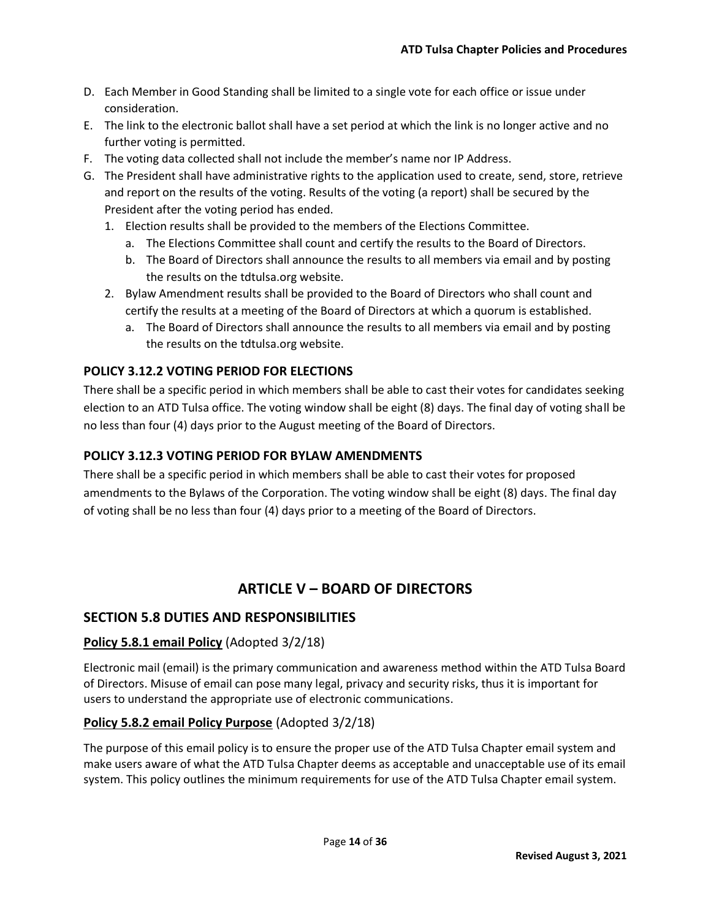D. Each Member in Good Standing shall be limited to a single vote for each office or issue under consideration.
E. The link to the electronic ballot shall have a set period at which the link is no longer active and no further voting is permitted.
F. The voting data collected shall not include the member's name nor IP Address.
G. The President shall have administrative rights to the application used to create, send, store, retrieve and report on the results of the voting. Results of the voting (a report) shall be secured by the President after the voting period has ended.
   1. Election results shall be provided to the members of the Elections Committee.
      a. The Elections Committee shall count and certify the results to the Board of Directors.
      b. The Board of Directors shall announce the results to all members via email and by posting the results on the tdtulsa.org website.
   2. Bylaw Amendment results shall be provided to the Board of Directors who shall count and certify the results at a meeting of the Board of Directors at which a quorum is established.
      a. The Board of Directors shall announce the results to all members via email and by posting the results on the tdtulsa.org website.

### POLICY 3.12.2 VOTING PERIOD FOR ELECTIONS

There shall be a specific period in which members shall be able to cast their votes for candidates seeking election to an ATD Tulsa office. The voting window shall be eight (8) days. The final day of voting shall be no less than four (4) days prior to the August meeting of the Board of Directors.

### POLICY 3.12.3 VOTING PERIOD FOR BYLAW AMENDMENTS

There shall be a specific period in which members shall be able to cast their votes for proposed amendments to the Bylaws of the Corporation. The voting window shall be eight (8) days. The final day of voting shall be no less than four (4) days prior to a meeting of the Board of Directors.

# ARTICLE V – BOARD OF DIRECTORS

## SECTION 5.8 DUTIES AND RESPONSIBILITIES

### **Policy 5.8.1 email Policy** (Adopted 3/2/18)

Electronic mail (email) is the primary communication and awareness method within the ATD Tulsa Board of Directors. Misuse of email can pose many legal, privacy and security risks, thus it is important for users to understand the appropriate use of electronic communications.

### **Policy 5.8.2 email Policy Purpose** (Adopted 3/2/18)

The purpose of this email policy is to ensure the proper use of the ATD Tulsa Chapter email system and make users aware of what the ATD Tulsa Chapter deems as acceptable and unacceptable use of its email system. This policy outlines the minimum requirements for use of the ATD Tulsa Chapter email system.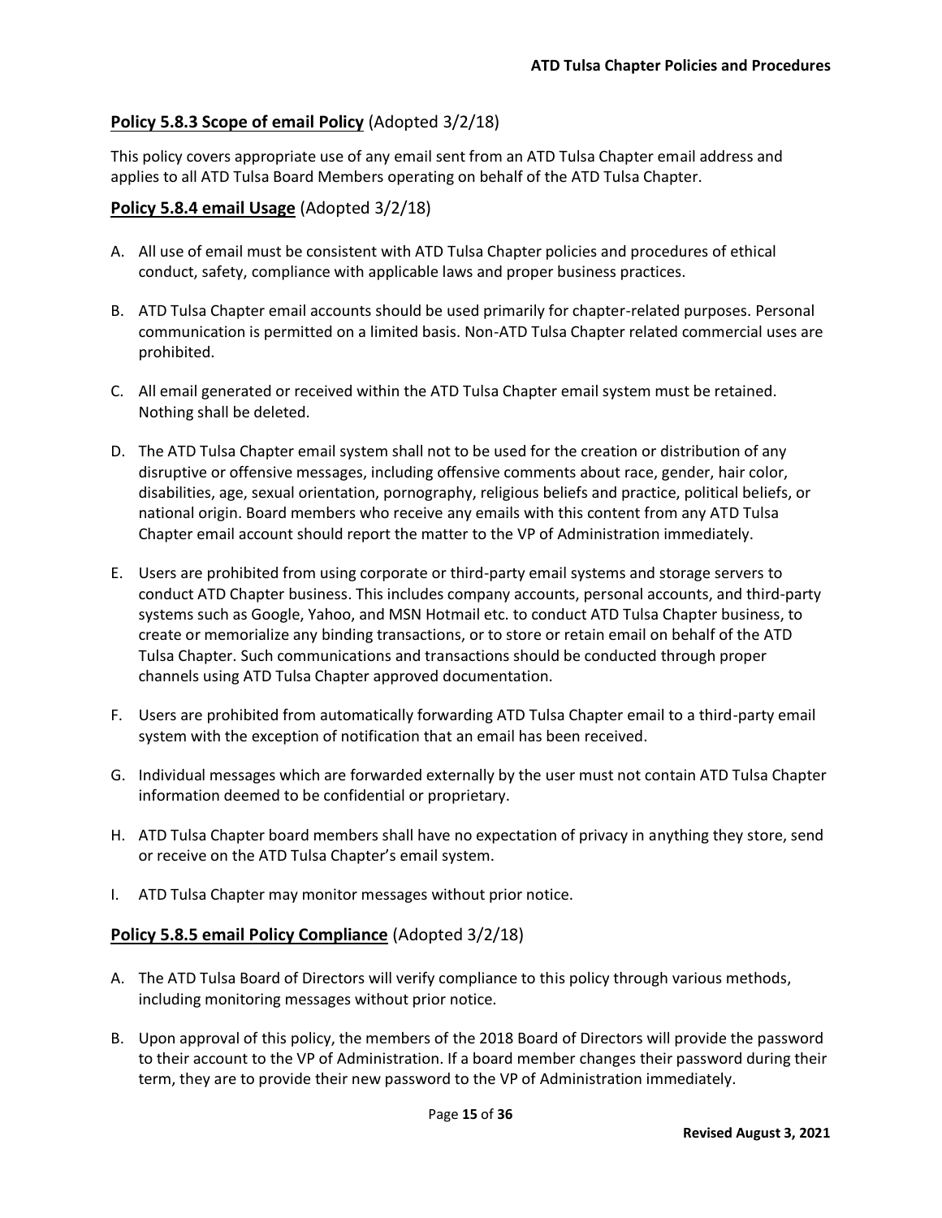## **Policy 5.8.3 Scope of email Policy** (Adopted 3/2/18)

This policy covers appropriate use of any email sent from an ATD Tulsa Chapter email address and applies to all ATD Tulsa Board Members operating on behalf of the ATD Tulsa Chapter.

## **Policy 5.8.4 email Usage** (Adopted 3/2/18)

A. All use of email must be consistent with ATD Tulsa Chapter policies and procedures of ethical conduct, safety, compliance with applicable laws and proper business practices.

B. ATD Tulsa Chapter email accounts should be used primarily for chapter-related purposes. Personal communication is permitted on a limited basis. Non-ATD Tulsa Chapter related commercial uses are prohibited.

C. All email generated or received within the ATD Tulsa Chapter email system must be retained. Nothing shall be deleted.

D. The ATD Tulsa Chapter email system shall not to be used for the creation or distribution of any disruptive or offensive messages, including offensive comments about race, gender, hair color, disabilities, age, sexual orientation, pornography, religious beliefs and practice, political beliefs, or national origin. Board members who receive any emails with this content from any ATD Tulsa Chapter email account should report the matter to the VP of Administration immediately.

E. Users are prohibited from using corporate or third-party email systems and storage servers to conduct ATD Chapter business. This includes company accounts, personal accounts, and third-party systems such as Google, Yahoo, and MSN Hotmail etc. to conduct ATD Tulsa Chapter business, to create or memorialize any binding transactions, or to store or retain email on behalf of the ATD Tulsa Chapter. Such communications and transactions should be conducted through proper channels using ATD Tulsa Chapter approved documentation.

F. Users are prohibited from automatically forwarding ATD Tulsa Chapter email to a third-party email system with the exception of notification that an email has been received.

G. Individual messages which are forwarded externally by the user must not contain ATD Tulsa Chapter information deemed to be confidential or proprietary.

H. ATD Tulsa Chapter board members shall have no expectation of privacy in anything they store, send or receive on the ATD Tulsa Chapter's email system.

I. ATD Tulsa Chapter may monitor messages without prior notice.

## **Policy 5.8.5 email Policy Compliance** (Adopted 3/2/18)

A. The ATD Tulsa Board of Directors will verify compliance to this policy through various methods, including monitoring messages without prior notice.

B. Upon approval of this policy, the members of the 2018 Board of Directors will provide the password to their account to the VP of Administration. If a board member changes their password during their term, they are to provide their new password to the VP of Administration immediately.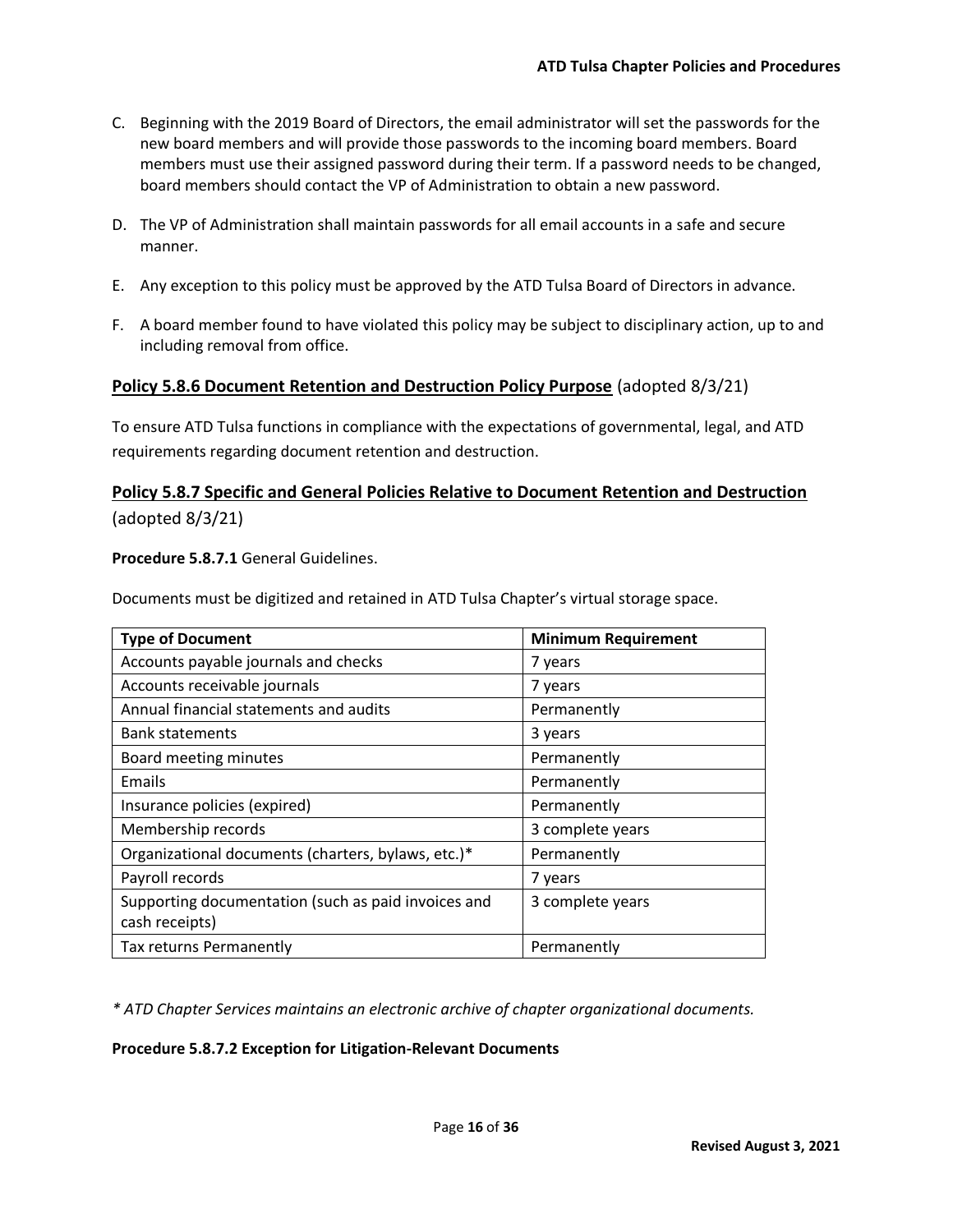C. Beginning with the 2019 Board of Directors, the email administrator will set the passwords for the new board members and will provide those passwords to the incoming board members. Board members must use their assigned password during their term. If a password needs to be changed, board members should contact the VP of Administration to obtain a new password.

D. The VP of Administration shall maintain passwords for all email accounts in a safe and secure manner.

E. Any exception to this policy must be approved by the ATD Tulsa Board of Directors in advance.

F. A board member found to have violated this policy may be subject to disciplinary action, up to and including removal from office.

## **Policy 5.8.6 Document Retention and Destruction Policy Purpose** (adopted 8/3/21)

To ensure ATD Tulsa functions in compliance with the expectations of governmental, legal, and ATD requirements regarding document retention and destruction.

## **Policy 5.8.7 Specific and General Policies Relative to Document Retention and Destruction** (adopted 8/3/21)

**Procedure 5.8.7.1** General Guidelines.

Documents must be digitized and retained in ATD Tulsa Chapter's virtual storage space.

| Type of Document | Minimum Requirement |
|---|---|
| Accounts payable journals and checks | 7 years |
| Accounts receivable journals | 7 years |
| Annual financial statements and audits | Permanently |
| Bank statements | 3 years |
| Board meeting minutes | Permanently |
| Emails | Permanently |
| Insurance policies (expired) | Permanently |
| Membership records | 3 complete years |
| Organizational documents (charters, bylaws, etc.)* | Permanently |
| Payroll records | 7 years |
| Supporting documentation (such as paid invoices and cash receipts) | 3 complete years |
| Tax returns Permanently | Permanently |

*\* ATD Chapter Services maintains an electronic archive of chapter organizational documents.*

**Procedure 5.8.7.2 Exception for Litigation-Relevant Documents**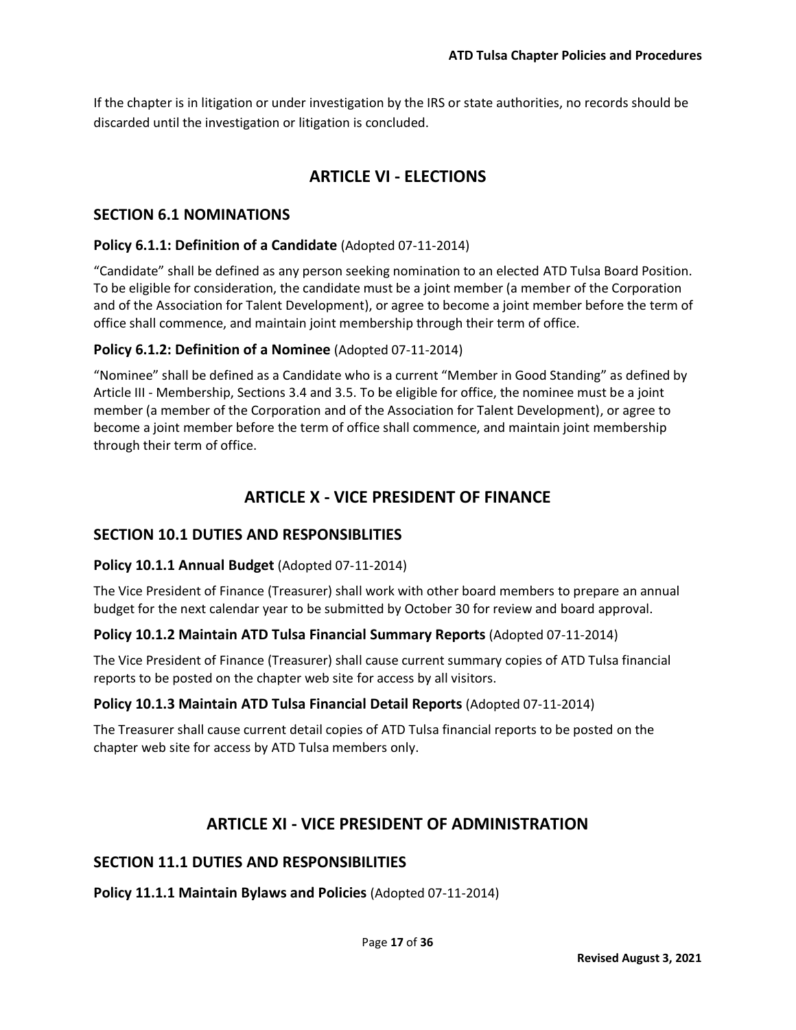If the chapter is in litigation or under investigation by the IRS or state authorities, no records should be discarded until the investigation or litigation is concluded.

# ARTICLE VI - ELECTIONS

## SECTION 6.1 NOMINATIONS

### Policy 6.1.1: Definition of a Candidate (Adopted 07-11-2014)

"Candidate" shall be defined as any person seeking nomination to an elected ATD Tulsa Board Position. To be eligible for consideration, the candidate must be a joint member (a member of the Corporation and of the Association for Talent Development), or agree to become a joint member before the term of office shall commence, and maintain joint membership through their term of office.

### Policy 6.1.2: Definition of a Nominee (Adopted 07-11-2014)

"Nominee" shall be defined as a Candidate who is a current "Member in Good Standing" as defined by Article III - Membership, Sections 3.4 and 3.5. To be eligible for office, the nominee must be a joint member (a member of the Corporation and of the Association for Talent Development), or agree to become a joint member before the term of office shall commence, and maintain joint membership through their term of office.

# ARTICLE X - VICE PRESIDENT OF FINANCE

## SECTION 10.1 DUTIES AND RESPONSIBLITIES

### Policy 10.1.1 Annual Budget (Adopted 07-11-2014)

The Vice President of Finance (Treasurer) shall work with other board members to prepare an annual budget for the next calendar year to be submitted by October 30 for review and board approval.

### Policy 10.1.2 Maintain ATD Tulsa Financial Summary Reports (Adopted 07-11-2014)

The Vice President of Finance (Treasurer) shall cause current summary copies of ATD Tulsa financial reports to be posted on the chapter web site for access by all visitors.

### Policy 10.1.3 Maintain ATD Tulsa Financial Detail Reports (Adopted 07-11-2014)

The Treasurer shall cause current detail copies of ATD Tulsa financial reports to be posted on the chapter web site for access by ATD Tulsa members only.

# ARTICLE XI - VICE PRESIDENT OF ADMINISTRATION

## SECTION 11.1 DUTIES AND RESPONSIBILITIES

### Policy 11.1.1 Maintain Bylaws and Policies (Adopted 07-11-2014)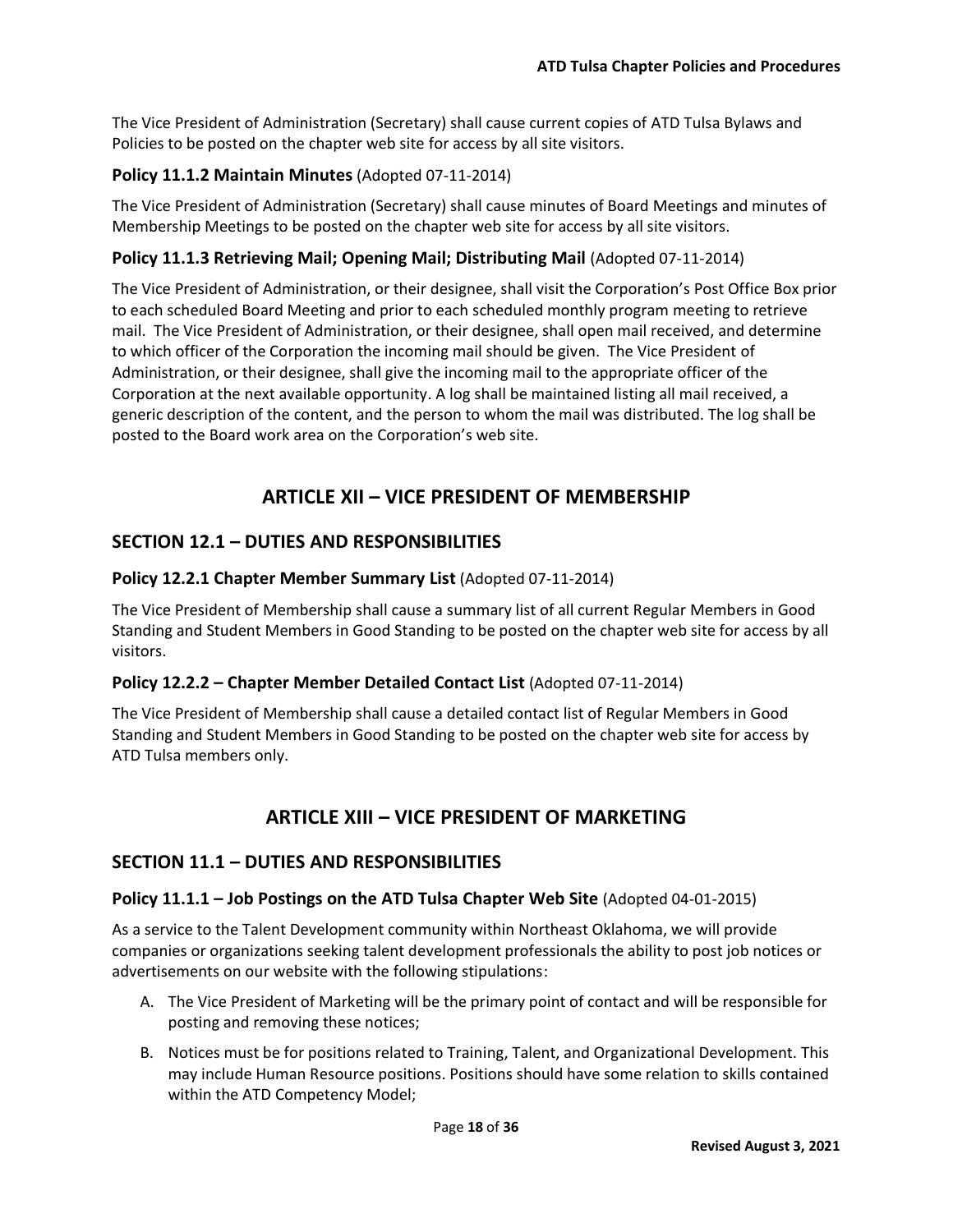The Vice President of Administration (Secretary) shall cause current copies of ATD Tulsa Bylaws and Policies to be posted on the chapter web site for access by all site visitors.

### Policy 11.1.2 Maintain Minutes (Adopted 07-11-2014)

The Vice President of Administration (Secretary) shall cause minutes of Board Meetings and minutes of Membership Meetings to be posted on the chapter web site for access by all site visitors.

### Policy 11.1.3 Retrieving Mail; Opening Mail; Distributing Mail (Adopted 07-11-2014)

The Vice President of Administration, or their designee, shall visit the Corporation's Post Office Box prior to each scheduled Board Meeting and prior to each scheduled monthly program meeting to retrieve mail. The Vice President of Administration, or their designee, shall open mail received, and determine to which officer of the Corporation the incoming mail should be given. The Vice President of Administration, or their designee, shall give the incoming mail to the appropriate officer of the Corporation at the next available opportunity. A log shall be maintained listing all mail received, a generic description of the content, and the person to whom the mail was distributed. The log shall be posted to the Board work area on the Corporation's web site.

# ARTICLE XII – VICE PRESIDENT OF MEMBERSHIP

## SECTION 12.1 – DUTIES AND RESPONSIBILITIES

### Policy 12.2.1 Chapter Member Summary List (Adopted 07-11-2014)

The Vice President of Membership shall cause a summary list of all current Regular Members in Good Standing and Student Members in Good Standing to be posted on the chapter web site for access by all visitors.

### Policy 12.2.2 – Chapter Member Detailed Contact List (Adopted 07-11-2014)

The Vice President of Membership shall cause a detailed contact list of Regular Members in Good Standing and Student Members in Good Standing to be posted on the chapter web site for access by ATD Tulsa members only.

# ARTICLE XIII – VICE PRESIDENT OF MARKETING

## SECTION 11.1 – DUTIES AND RESPONSIBILITIES

### Policy 11.1.1 – Job Postings on the ATD Tulsa Chapter Web Site (Adopted 04-01-2015)

As a service to the Talent Development community within Northeast Oklahoma, we will provide companies or organizations seeking talent development professionals the ability to post job notices or advertisements on our website with the following stipulations:

A. The Vice President of Marketing will be the primary point of contact and will be responsible for posting and removing these notices;

B. Notices must be for positions related to Training, Talent, and Organizational Development. This may include Human Resource positions. Positions should have some relation to skills contained within the ATD Competency Model;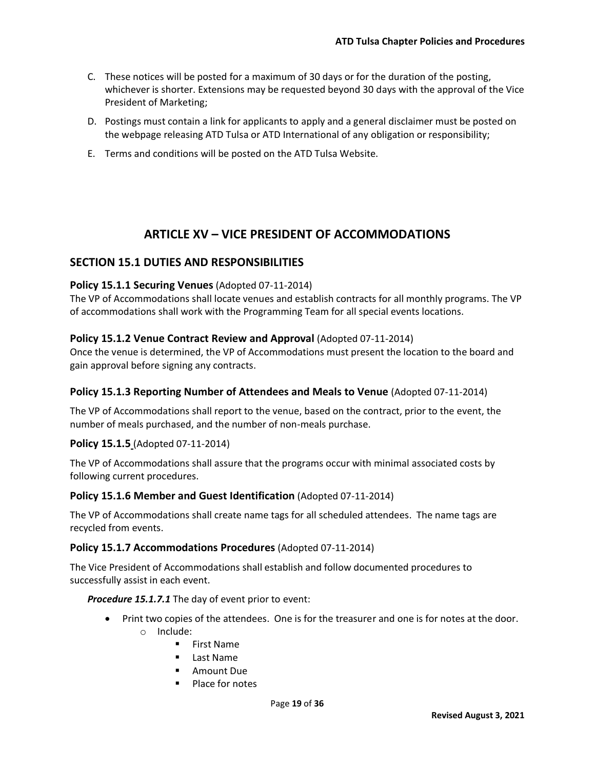C. These notices will be posted for a maximum of 30 days or for the duration of the posting, whichever is shorter. Extensions may be requested beyond 30 days with the approval of the Vice President of Marketing;

D. Postings must contain a link for applicants to apply and a general disclaimer must be posted on the webpage releasing ATD Tulsa or ATD International of any obligation or responsibility;

E. Terms and conditions will be posted on the ATD Tulsa Website.

# ARTICLE XV – VICE PRESIDENT OF ACCOMMODATIONS

## SECTION 15.1 DUTIES AND RESPONSIBILITIES

### Policy 15.1.1 Securing Venues (Adopted 07-11-2014)

The VP of Accommodations shall locate venues and establish contracts for all monthly programs. The VP of accommodations shall work with the Programming Team for all special events locations.

### Policy 15.1.2 Venue Contract Review and Approval (Adopted 07-11-2014)

Once the venue is determined, the VP of Accommodations must present the location to the board and gain approval before signing any contracts.

### Policy 15.1.3 Reporting Number of Attendees and Meals to Venue (Adopted 07-11-2014)

The VP of Accommodations shall report to the venue, based on the contract, prior to the event, the number of meals purchased, and the number of non-meals purchase.

### Policy 15.1.5 (Adopted 07-11-2014)

The VP of Accommodations shall assure that the programs occur with minimal associated costs by following current procedures.

### Policy 15.1.6 Member and Guest Identification (Adopted 07-11-2014)

The VP of Accommodations shall create name tags for all scheduled attendees. The name tags are recycled from events.

### Policy 15.1.7 Accommodations Procedures (Adopted 07-11-2014)

The Vice President of Accommodations shall establish and follow documented procedures to successfully assist in each event.

***Procedure 15.1.7.1*** The day of event prior to event:

- Print two copies of the attendees. One is for the treasurer and one is for notes at the door.
  - Include:
    - First Name
    - Last Name
    - Amount Due
    - Place for notes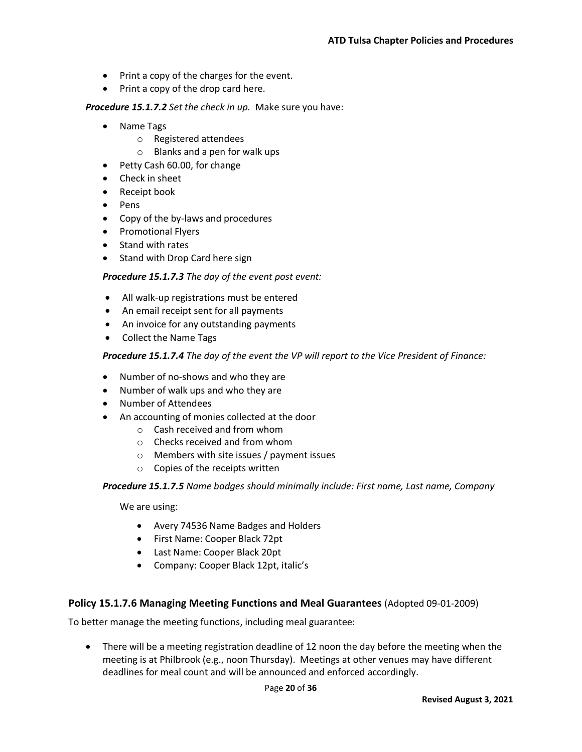- Print a copy of the charges for the event.
- Print a copy of the drop card here.

***Procedure 15.1.7.2*** *Set the check in up.* Make sure you have:

- Name Tags
  - Registered attendees
  - Blanks and a pen for walk ups
- Petty Cash 60.00, for change
- Check in sheet
- Receipt book
- Pens
- Copy of the by-laws and procedures
- Promotional Flyers
- Stand with rates
- Stand with Drop Card here sign

***Procedure 15.1.7.3*** *The day of the event post event:*

- All walk-up registrations must be entered
- An email receipt sent for all payments
- An invoice for any outstanding payments
- Collect the Name Tags

***Procedure 15.1.7.4*** *The day of the event the VP will report to the Vice President of Finance:*

- Number of no-shows and who they are
- Number of walk ups and who they are
- Number of Attendees
- An accounting of monies collected at the door
  - Cash received and from whom
  - Checks received and from whom
  - Members with site issues / payment issues
  - Copies of the receipts written

***Procedure 15.1.7.5*** *Name badges should minimally include: First name, Last name, Company*

We are using:

- Avery 74536 Name Badges and Holders
- First Name: Cooper Black 72pt
- Last Name: Cooper Black 20pt
- Company: Cooper Black 12pt, italic's

## Policy 15.1.7.6 Managing Meeting Functions and Meal Guarantees (Adopted 09-01-2009)

To better manage the meeting functions, including meal guarantee:

- There will be a meeting registration deadline of 12 noon the day before the meeting when the meeting is at Philbrook (e.g., noon Thursday). Meetings at other venues may have different deadlines for meal count and will be announced and enforced accordingly.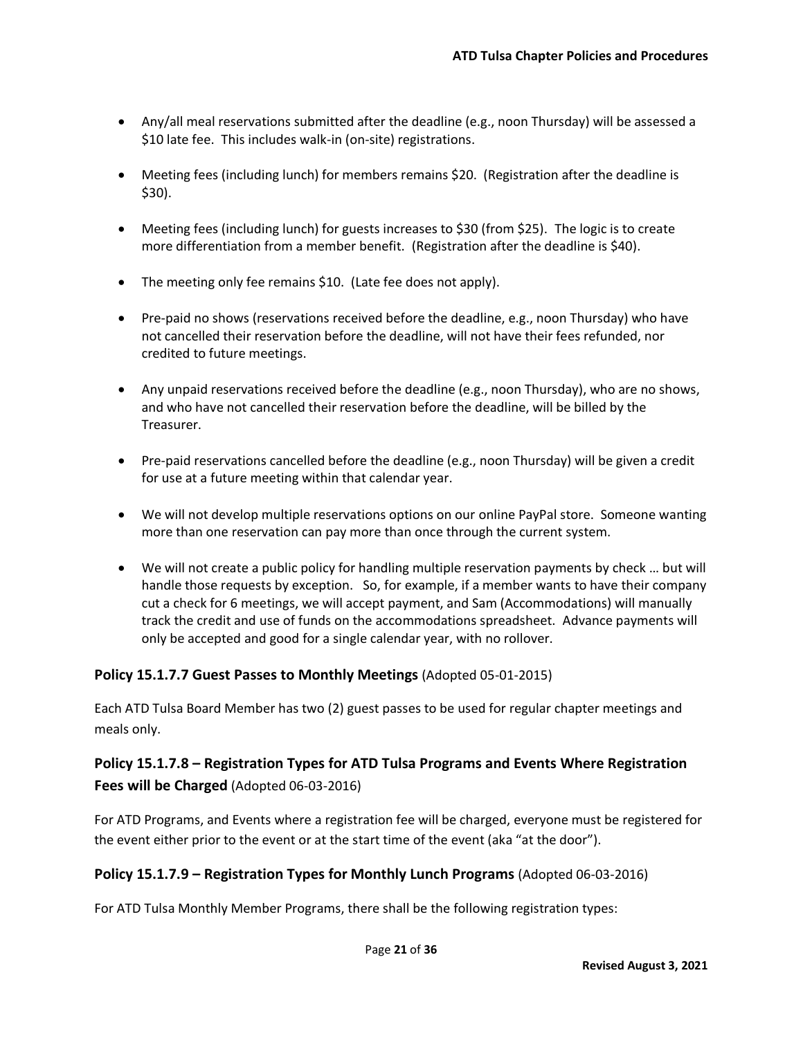- Any/all meal reservations submitted after the deadline (e.g., noon Thursday) will be assessed a $10 late fee. This includes walk-in (on-site) registrations.

- Meeting fees (including lunch) for members remains $20. (Registration after the deadline is $30).

- Meeting fees (including lunch) for guests increases to $30 (from $25). The logic is to create more differentiation from a member benefit. (Registration after the deadline is $40).

- The meeting only fee remains $10. (Late fee does not apply).

- Pre-paid no shows (reservations received before the deadline, e.g., noon Thursday) who have not cancelled their reservation before the deadline, will not have their fees refunded, nor credited to future meetings.

- Any unpaid reservations received before the deadline (e.g., noon Thursday), who are no shows, and who have not cancelled their reservation before the deadline, will be billed by the Treasurer.

- Pre-paid reservations cancelled before the deadline (e.g., noon Thursday) will be given a credit for use at a future meeting within that calendar year.

- We will not develop multiple reservations options on our online PayPal store. Someone wanting more than one reservation can pay more than once through the current system.

- We will not create a public policy for handling multiple reservation payments by check … but will handle those requests by exception. So, for example, if a member wants to have their company cut a check for 6 meetings, we will accept payment, and Sam (Accommodations) will manually track the credit and use of funds on the accommodations spreadsheet. Advance payments will only be accepted and good for a single calendar year, with no rollover.

### Policy 15.1.7.7 Guest Passes to Monthly Meetings (Adopted 05-01-2015)

Each ATD Tulsa Board Member has two (2) guest passes to be used for regular chapter meetings and meals only.

### Policy 15.1.7.8 – Registration Types for ATD Tulsa Programs and Events Where Registration Fees will be Charged (Adopted 06-03-2016)

For ATD Programs, and Events where a registration fee will be charged, everyone must be registered for the event either prior to the event or at the start time of the event (aka "at the door").

### Policy 15.1.7.9 – Registration Types for Monthly Lunch Programs (Adopted 06-03-2016)

For ATD Tulsa Monthly Member Programs, there shall be the following registration types: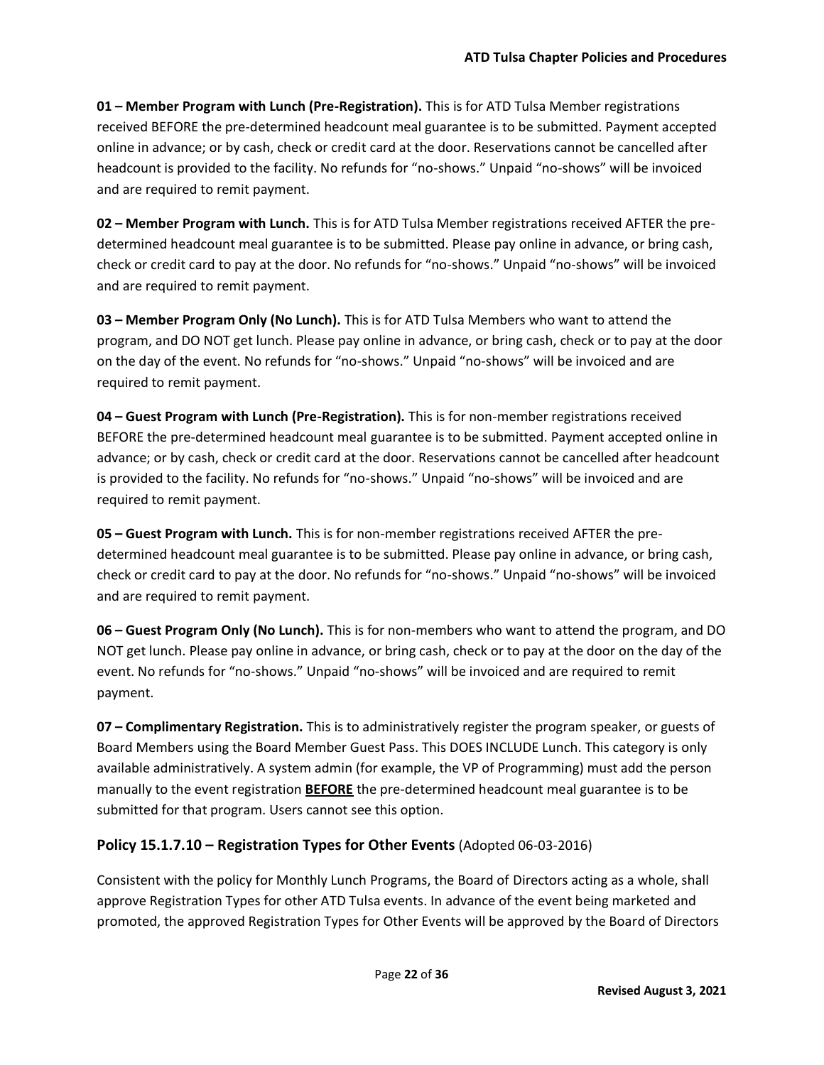**01 – Member Program with Lunch (Pre-Registration).** This is for ATD Tulsa Member registrations received BEFORE the pre-determined headcount meal guarantee is to be submitted. Payment accepted online in advance; or by cash, check or credit card at the door. Reservations cannot be cancelled after headcount is provided to the facility. No refunds for "no-shows." Unpaid "no-shows" will be invoiced and are required to remit payment.

**02 – Member Program with Lunch.** This is for ATD Tulsa Member registrations received AFTER the pre-determined headcount meal guarantee is to be submitted. Please pay online in advance, or bring cash, check or credit card to pay at the door. No refunds for "no-shows." Unpaid "no-shows" will be invoiced and are required to remit payment.

**03 – Member Program Only (No Lunch).** This is for ATD Tulsa Members who want to attend the program, and DO NOT get lunch. Please pay online in advance, or bring cash, check or to pay at the door on the day of the event. No refunds for "no-shows." Unpaid "no-shows" will be invoiced and are required to remit payment.

**04 – Guest Program with Lunch (Pre-Registration).** This is for non-member registrations received BEFORE the pre-determined headcount meal guarantee is to be submitted. Payment accepted online in advance; or by cash, check or credit card at the door. Reservations cannot be cancelled after headcount is provided to the facility. No refunds for "no-shows." Unpaid "no-shows" will be invoiced and are required to remit payment.

**05 – Guest Program with Lunch.** This is for non-member registrations received AFTER the pre-determined headcount meal guarantee is to be submitted. Please pay online in advance, or bring cash, check or credit card to pay at the door. No refunds for "no-shows." Unpaid "no-shows" will be invoiced and are required to remit payment.

**06 – Guest Program Only (No Lunch).** This is for non-members who want to attend the program, and DO NOT get lunch. Please pay online in advance, or bring cash, check or to pay at the door on the day of the event. No refunds for "no-shows." Unpaid "no-shows" will be invoiced and are required to remit payment.

**07 – Complimentary Registration.** This is to administratively register the program speaker, or guests of Board Members using the Board Member Guest Pass. This DOES INCLUDE Lunch. This category is only available administratively. A system admin (for example, the VP of Programming) must add the person manually to the event registration **BEFORE** the pre-determined headcount meal guarantee is to be submitted for that program. Users cannot see this option.

### Policy 15.1.7.10 – Registration Types for Other Events (Adopted 06-03-2016)

Consistent with the policy for Monthly Lunch Programs, the Board of Directors acting as a whole, shall approve Registration Types for other ATD Tulsa events. In advance of the event being marketed and promoted, the approved Registration Types for Other Events will be approved by the Board of Directors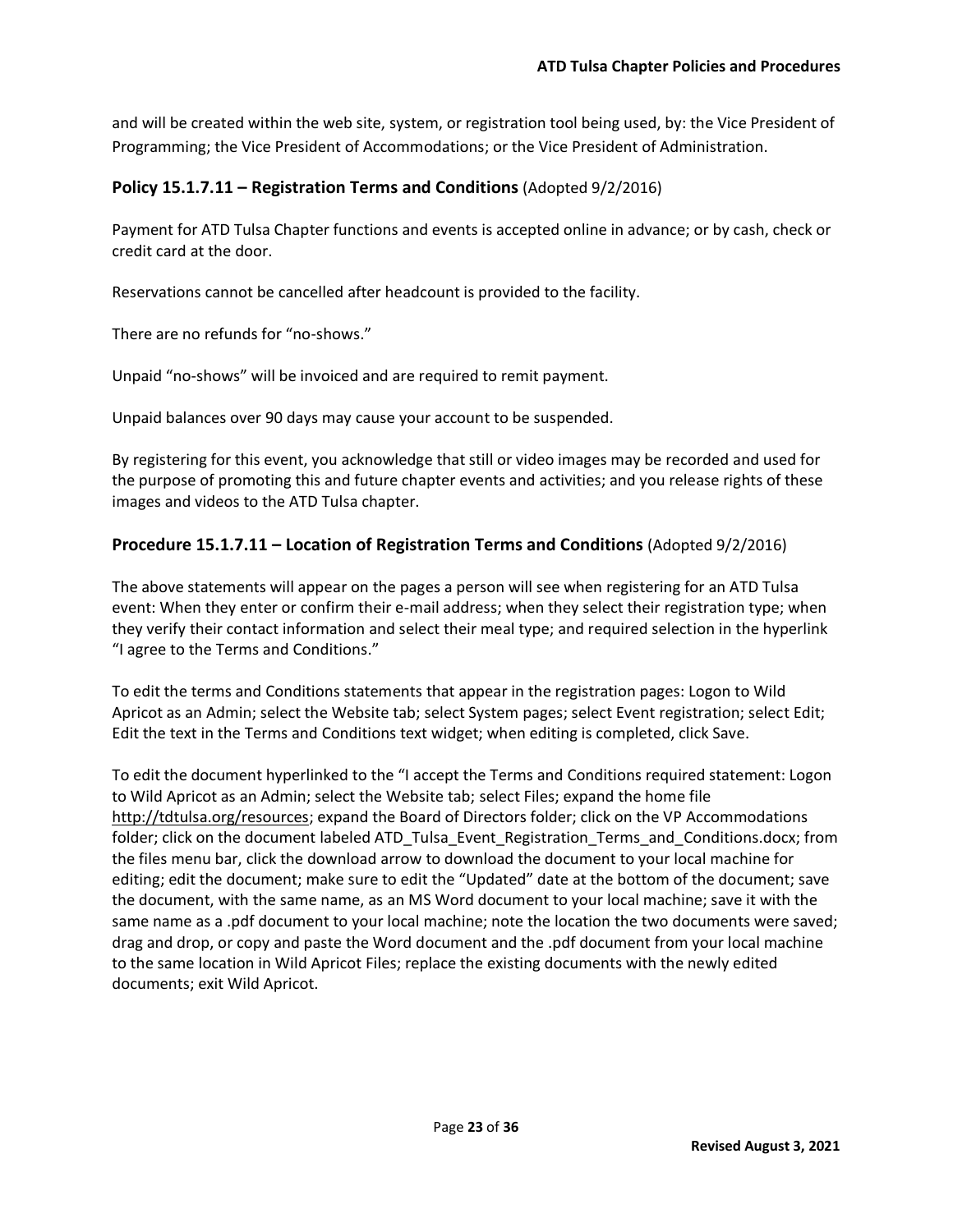and will be created within the web site, system, or registration tool being used, by: the Vice President of Programming; the Vice President of Accommodations; or the Vice President of Administration.

### **Policy 15.1.7.11 – Registration Terms and Conditions** (Adopted 9/2/2016)

Payment for ATD Tulsa Chapter functions and events is accepted online in advance; or by cash, check or credit card at the door.

Reservations cannot be cancelled after headcount is provided to the facility.

There are no refunds for "no-shows."

Unpaid "no-shows" will be invoiced and are required to remit payment.

Unpaid balances over 90 days may cause your account to be suspended.

By registering for this event, you acknowledge that still or video images may be recorded and used for the purpose of promoting this and future chapter events and activities; and you release rights of these images and videos to the ATD Tulsa chapter.

### **Procedure 15.1.7.11 – Location of Registration Terms and Conditions** (Adopted 9/2/2016)

The above statements will appear on the pages a person will see when registering for an ATD Tulsa event: When they enter or confirm their e-mail address; when they select their registration type; when they verify their contact information and select their meal type; and required selection in the hyperlink "I agree to the Terms and Conditions."

To edit the terms and Conditions statements that appear in the registration pages: Logon to Wild Apricot as an Admin; select the Website tab; select System pages; select Event registration; select Edit; Edit the text in the Terms and Conditions text widget; when editing is completed, click Save.

To edit the document hyperlinked to the "I accept the Terms and Conditions required statement: Logon to Wild Apricot as an Admin; select the Website tab; select Files; expand the home file http://tdtulsa.org/resources; expand the Board of Directors folder; click on the VP Accommodations folder; click on the document labeled ATD_Tulsa_Event_Registration_Terms_and_Conditions.docx; from the files menu bar, click the download arrow to download the document to your local machine for editing; edit the document; make sure to edit the "Updated" date at the bottom of the document; save the document, with the same name, as an MS Word document to your local machine; save it with the same name as a .pdf document to your local machine; note the location the two documents were saved; drag and drop, or copy and paste the Word document and the .pdf document from your local machine to the same location in Wild Apricot Files; replace the existing documents with the newly edited documents; exit Wild Apricot.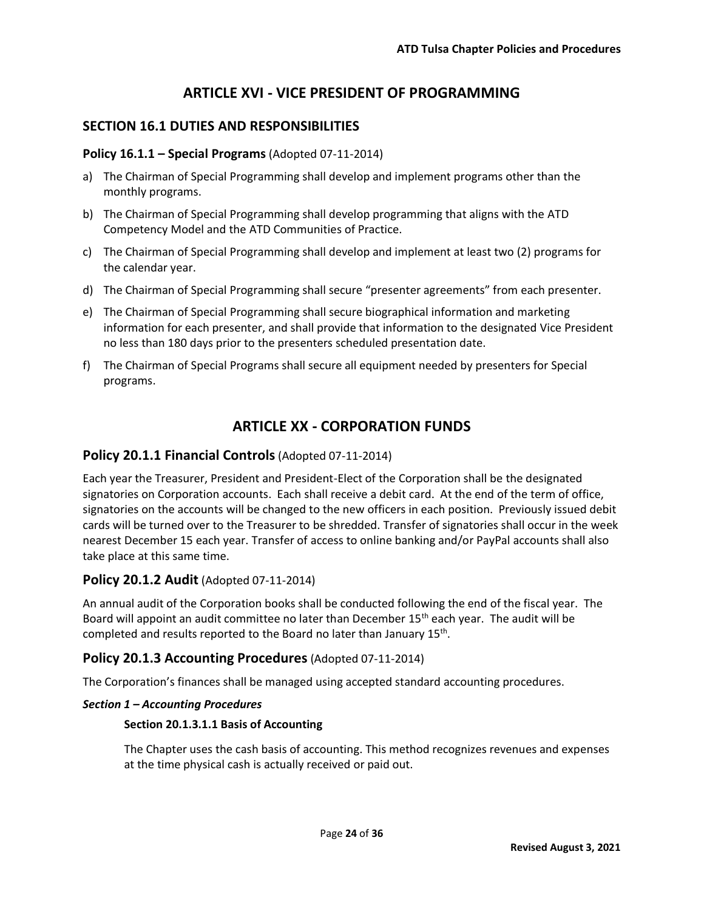# ARTICLE XVI - VICE PRESIDENT OF PROGRAMMING

## SECTION 16.1 DUTIES AND RESPONSIBILITIES

### Policy 16.1.1 – Special Programs (Adopted 07-11-2014)

a) The Chairman of Special Programming shall develop and implement programs other than the monthly programs.

b) The Chairman of Special Programming shall develop programming that aligns with the ATD Competency Model and the ATD Communities of Practice.

c) The Chairman of Special Programming shall develop and implement at least two (2) programs for the calendar year.

d) The Chairman of Special Programming shall secure "presenter agreements" from each presenter.

e) The Chairman of Special Programming shall secure biographical information and marketing information for each presenter, and shall provide that information to the designated Vice President no less than 180 days prior to the presenters scheduled presentation date.

f) The Chairman of Special Programs shall secure all equipment needed by presenters for Special programs.

# ARTICLE XX - CORPORATION FUNDS

## Policy 20.1.1 Financial Controls (Adopted 07-11-2014)

Each year the Treasurer, President and President-Elect of the Corporation shall be the designated signatories on Corporation accounts. Each shall receive a debit card. At the end of the term of office, signatories on the accounts will be changed to the new officers in each position. Previously issued debit cards will be turned over to the Treasurer to be shredded. Transfer of signatories shall occur in the week nearest December 15 each year. Transfer of access to online banking and/or PayPal accounts shall also take place at this same time.

## Policy 20.1.2 Audit (Adopted 07-11-2014)

An annual audit of the Corporation books shall be conducted following the end of the fiscal year. The Board will appoint an audit committee no later than December 15th each year. The audit will be completed and results reported to the Board no later than January 15th.

## Policy 20.1.3 Accounting Procedures (Adopted 07-11-2014)

The Corporation's finances shall be managed using accepted standard accounting procedures.

***Section 1 – Accounting Procedures***

**Section 20.1.3.1.1 Basis of Accounting**

The Chapter uses the cash basis of accounting. This method recognizes revenues and expenses at the time physical cash is actually received or paid out.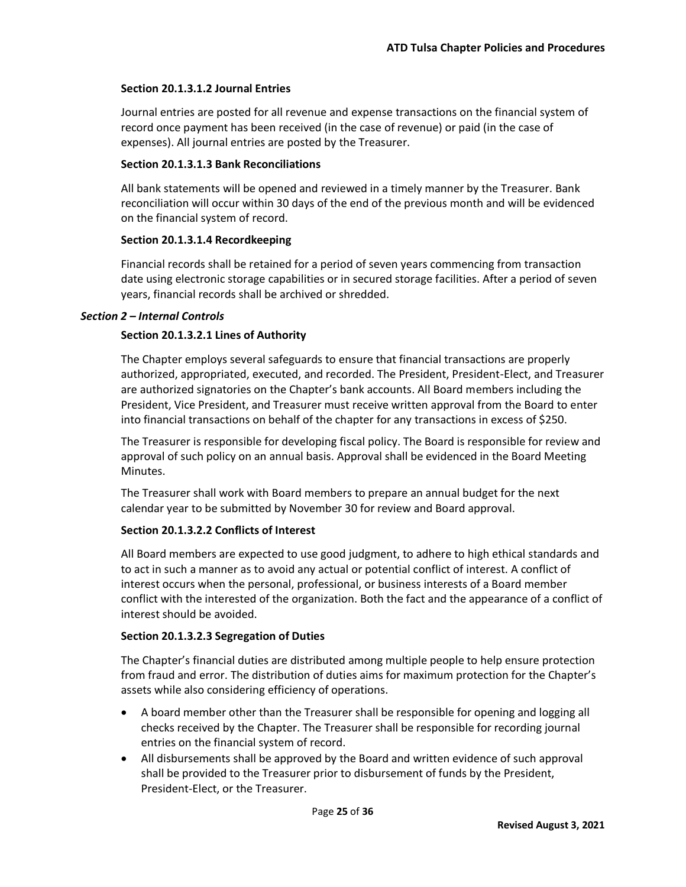#### Section 20.1.3.1.2 Journal Entries

Journal entries are posted for all revenue and expense transactions on the financial system of record once payment has been received (in the case of revenue) or paid (in the case of expenses). All journal entries are posted by the Treasurer.

#### Section 20.1.3.1.3 Bank Reconciliations

All bank statements will be opened and reviewed in a timely manner by the Treasurer. Bank reconciliation will occur within 30 days of the end of the previous month and will be evidenced on the financial system of record.

#### Section 20.1.3.1.4 Recordkeeping

Financial records shall be retained for a period of seven years commencing from transaction date using electronic storage capabilities or in secured storage facilities. After a period of seven years, financial records shall be archived or shredded.

### *Section 2 – Internal Controls*

#### Section 20.1.3.2.1 Lines of Authority

The Chapter employs several safeguards to ensure that financial transactions are properly authorized, appropriated, executed, and recorded. The President, President-Elect, and Treasurer are authorized signatories on the Chapter's bank accounts. All Board members including the President, Vice President, and Treasurer must receive written approval from the Board to enter into financial transactions on behalf of the chapter for any transactions in excess of $250.

The Treasurer is responsible for developing fiscal policy. The Board is responsible for review and approval of such policy on an annual basis. Approval shall be evidenced in the Board Meeting Minutes.

The Treasurer shall work with Board members to prepare an annual budget for the next calendar year to be submitted by November 30 for review and Board approval.

#### Section 20.1.3.2.2 Conflicts of Interest

All Board members are expected to use good judgment, to adhere to high ethical standards and to act in such a manner as to avoid any actual or potential conflict of interest. A conflict of interest occurs when the personal, professional, or business interests of a Board member conflict with the interested of the organization. Both the fact and the appearance of a conflict of interest should be avoided.

#### Section 20.1.3.2.3 Segregation of Duties

The Chapter's financial duties are distributed among multiple people to help ensure protection from fraud and error. The distribution of duties aims for maximum protection for the Chapter's assets while also considering efficiency of operations.

- A board member other than the Treasurer shall be responsible for opening and logging all checks received by the Chapter. The Treasurer shall be responsible for recording journal entries on the financial system of record.
- All disbursements shall be approved by the Board and written evidence of such approval shall be provided to the Treasurer prior to disbursement of funds by the President, President-Elect, or the Treasurer.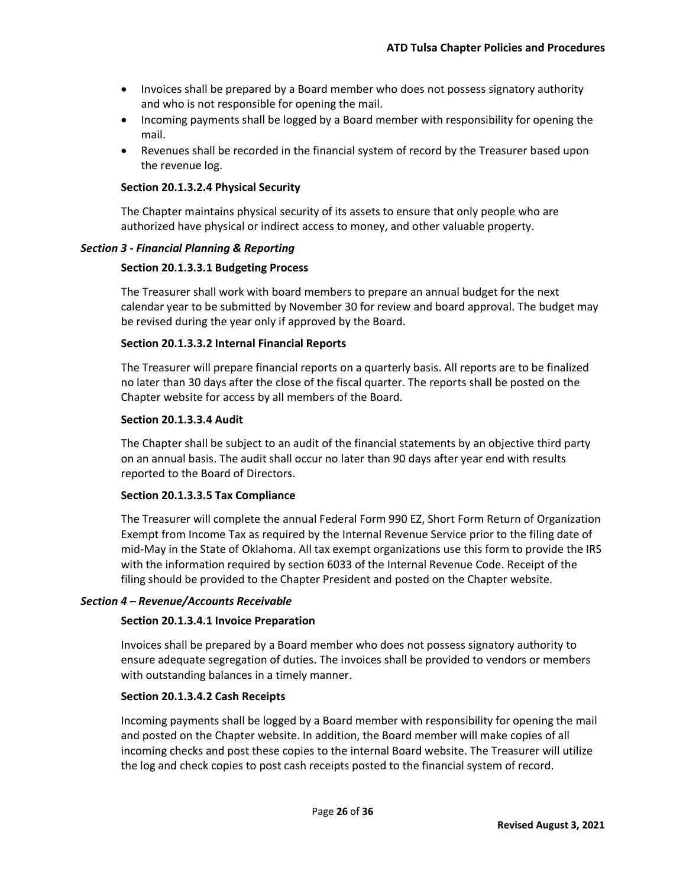- Invoices shall be prepared by a Board member who does not possess signatory authority and who is not responsible for opening the mail.
- Incoming payments shall be logged by a Board member with responsibility for opening the mail.
- Revenues shall be recorded in the financial system of record by the Treasurer based upon the revenue log.

#### Section 20.1.3.2.4 Physical Security

The Chapter maintains physical security of its assets to ensure that only people who are authorized have physical or indirect access to money, and other valuable property.

### *Section 3 - Financial Planning & Reporting*

#### Section 20.1.3.3.1 Budgeting Process

The Treasurer shall work with board members to prepare an annual budget for the next calendar year to be submitted by November 30 for review and board approval. The budget may be revised during the year only if approved by the Board.

#### Section 20.1.3.3.2 Internal Financial Reports

The Treasurer will prepare financial reports on a quarterly basis. All reports are to be finalized no later than 30 days after the close of the fiscal quarter. The reports shall be posted on the Chapter website for access by all members of the Board.

#### Section 20.1.3.3.4 Audit

The Chapter shall be subject to an audit of the financial statements by an objective third party on an annual basis. The audit shall occur no later than 90 days after year end with results reported to the Board of Directors.

#### Section 20.1.3.3.5 Tax Compliance

The Treasurer will complete the annual Federal Form 990 EZ, Short Form Return of Organization Exempt from Income Tax as required by the Internal Revenue Service prior to the filing date of mid-May in the State of Oklahoma. All tax exempt organizations use this form to provide the IRS with the information required by section 6033 of the Internal Revenue Code. Receipt of the filing should be provided to the Chapter President and posted on the Chapter website.

### *Section 4 – Revenue/Accounts Receivable*

#### Section 20.1.3.4.1 Invoice Preparation

Invoices shall be prepared by a Board member who does not possess signatory authority to ensure adequate segregation of duties. The invoices shall be provided to vendors or members with outstanding balances in a timely manner.

#### Section 20.1.3.4.2 Cash Receipts

Incoming payments shall be logged by a Board member with responsibility for opening the mail and posted on the Chapter website. In addition, the Board member will make copies of all incoming checks and post these copies to the internal Board website. The Treasurer will utilize the log and check copies to post cash receipts posted to the financial system of record.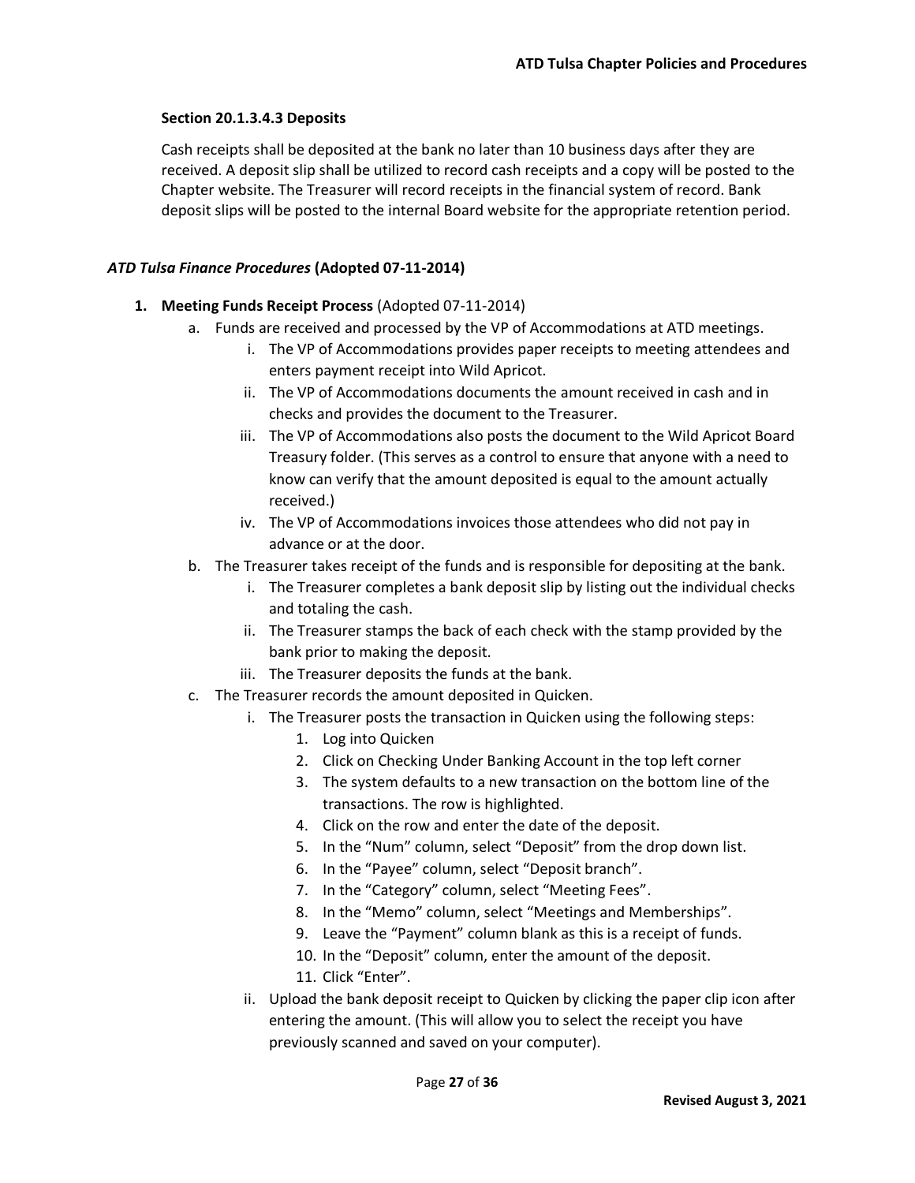### Section 20.1.3.4.3 Deposits

Cash receipts shall be deposited at the bank no later than 10 business days after they are received. A deposit slip shall be utilized to record cash receipts and a copy will be posted to the Chapter website. The Treasurer will record receipts in the financial system of record. Bank deposit slips will be posted to the internal Board website for the appropriate retention period.

## *ATD Tulsa Finance Procedures* (Adopted 07-11-2014)

1. **Meeting Funds Receipt Process** (Adopted 07-11-2014)
    a. Funds are received and processed by the VP of Accommodations at ATD meetings.
        i. The VP of Accommodations provides paper receipts to meeting attendees and enters payment receipt into Wild Apricot.
        ii. The VP of Accommodations documents the amount received in cash and in checks and provides the document to the Treasurer.
        iii. The VP of Accommodations also posts the document to the Wild Apricot Board Treasury folder. (This serves as a control to ensure that anyone with a need to know can verify that the amount deposited is equal to the amount actually received.)
        iv. The VP of Accommodations invoices those attendees who did not pay in advance or at the door.
    b. The Treasurer takes receipt of the funds and is responsible for depositing at the bank.
        i. The Treasurer completes a bank deposit slip by listing out the individual checks and totaling the cash.
        ii. The Treasurer stamps the back of each check with the stamp provided by the bank prior to making the deposit.
        iii. The Treasurer deposits the funds at the bank.
    c. The Treasurer records the amount deposited in Quicken.
        i. The Treasurer posts the transaction in Quicken using the following steps:
            1. Log into Quicken
            2. Click on Checking Under Banking Account in the top left corner
            3. The system defaults to a new transaction on the bottom line of the transactions. The row is highlighted.
            4. Click on the row and enter the date of the deposit.
            5. In the "Num" column, select "Deposit" from the drop down list.
            6. In the "Payee" column, select "Deposit branch".
            7. In the "Category" column, select "Meeting Fees".
            8. In the "Memo" column, select "Meetings and Memberships".
            9. Leave the "Payment" column blank as this is a receipt of funds.
            10. In the "Deposit" column, enter the amount of the deposit.
            11. Click "Enter".
        ii. Upload the bank deposit receipt to Quicken by clicking the paper clip icon after entering the amount. (This will allow you to select the receipt you have previously scanned and saved on your computer).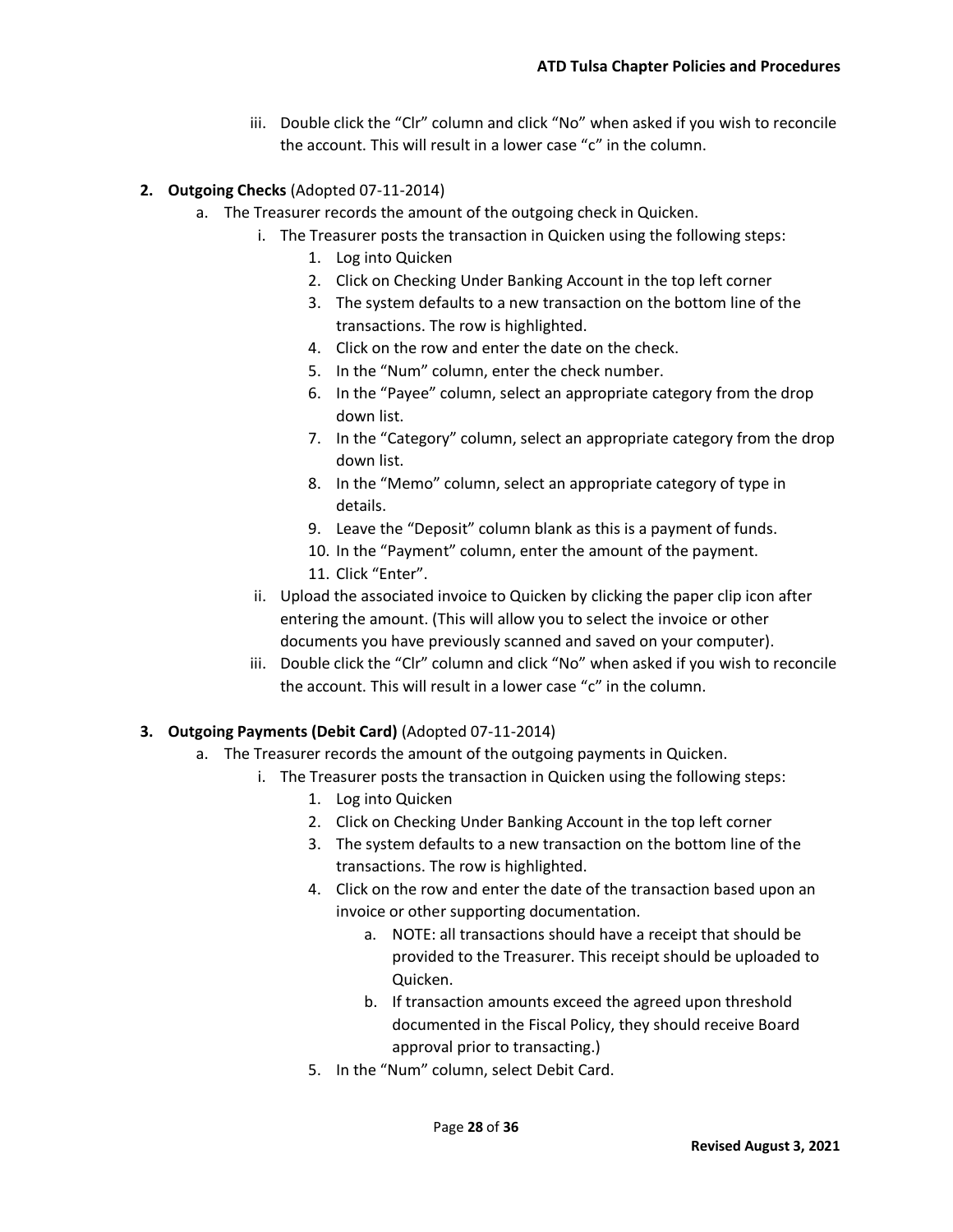iii. Double click the "Clr" column and click "No" when asked if you wish to reconcile the account. This will result in a lower case "c" in the column.

**2. Outgoing Checks** (Adopted 07-11-2014)

- a. The Treasurer records the amount of the outgoing check in Quicken.
  - i. The Treasurer posts the transaction in Quicken using the following steps:
    1. Log into Quicken
    2. Click on Checking Under Banking Account in the top left corner
    3. The system defaults to a new transaction on the bottom line of the transactions. The row is highlighted.
    4. Click on the row and enter the date on the check.
    5. In the "Num" column, enter the check number.
    6. In the "Payee" column, select an appropriate category from the drop down list.
    7. In the "Category" column, select an appropriate category from the drop down list.
    8. In the "Memo" column, select an appropriate category of type in details.
    9. Leave the "Deposit" column blank as this is a payment of funds.
    10. In the "Payment" column, enter the amount of the payment.
    11. Click "Enter".
  - ii. Upload the associated invoice to Quicken by clicking the paper clip icon after entering the amount. (This will allow you to select the invoice or other documents you have previously scanned and saved on your computer).
  - iii. Double click the "Clr" column and click "No" when asked if you wish to reconcile the account. This will result in a lower case "c" in the column.

**3. Outgoing Payments (Debit Card)** (Adopted 07-11-2014)

- a. The Treasurer records the amount of the outgoing payments in Quicken.
  - i. The Treasurer posts the transaction in Quicken using the following steps:
    1. Log into Quicken
    2. Click on Checking Under Banking Account in the top left corner
    3. The system defaults to a new transaction on the bottom line of the transactions. The row is highlighted.
    4. Click on the row and enter the date of the transaction based upon an invoice or other supporting documentation.
       - a. NOTE: all transactions should have a receipt that should be provided to the Treasurer. This receipt should be uploaded to Quicken.
       - b. If transaction amounts exceed the agreed upon threshold documented in the Fiscal Policy, they should receive Board approval prior to transacting.)
    5. In the "Num" column, select Debit Card.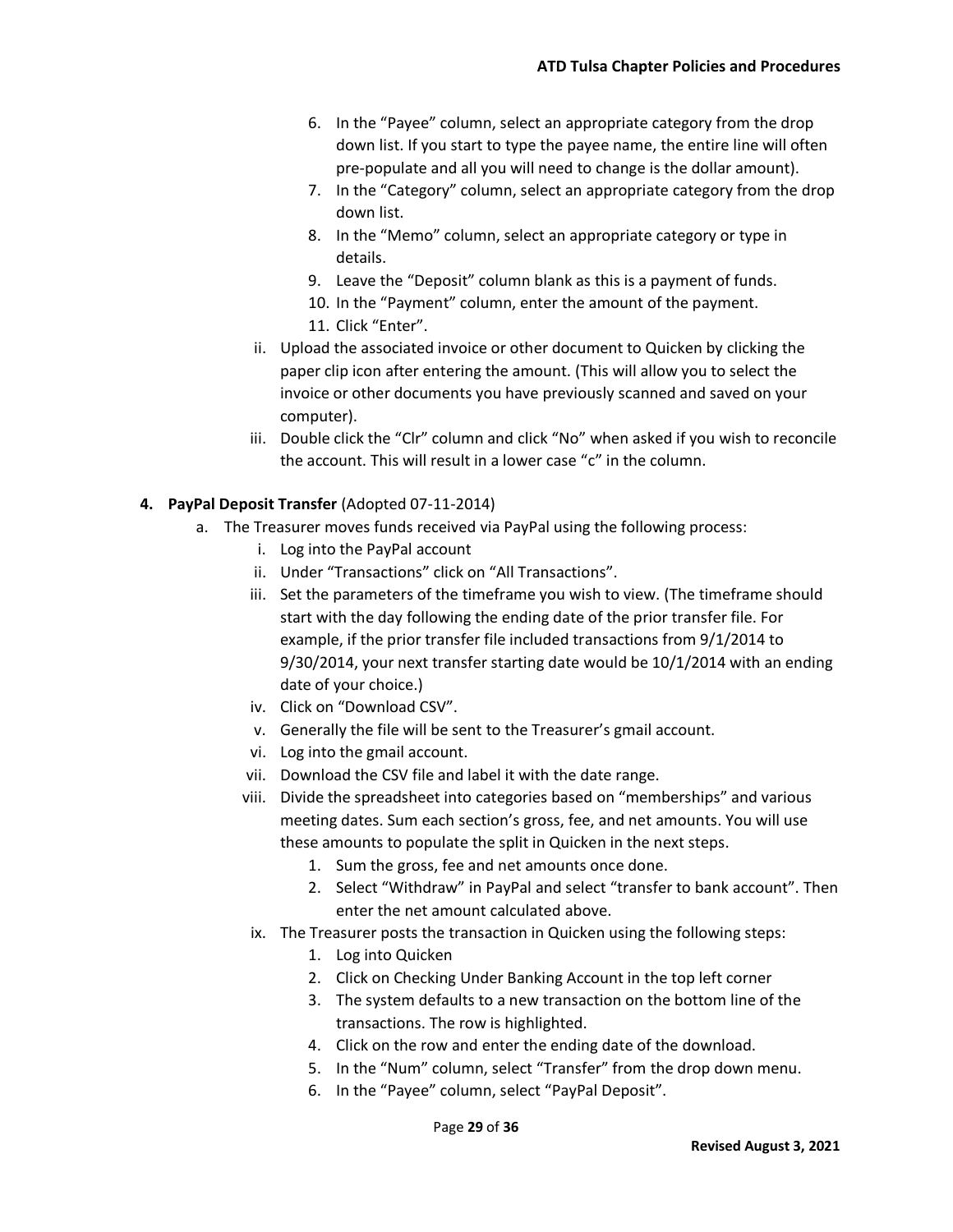6. In the "Payee" column, select an appropriate category from the drop down list. If you start to type the payee name, the entire line will often pre-populate and all you will need to change is the dollar amount).
7. In the "Category" column, select an appropriate category from the drop down list.
8. In the "Memo" column, select an appropriate category or type in details.
9. Leave the "Deposit" column blank as this is a payment of funds.
10. In the "Payment" column, enter the amount of the payment.
11. Click "Enter".

ii. Upload the associated invoice or other document to Quicken by clicking the paper clip icon after entering the amount. (This will allow you to select the invoice or other documents you have previously scanned and saved on your computer).

iii. Double click the "Clr" column and click "No" when asked if you wish to reconcile the account. This will result in a lower case "c" in the column.

**4. PayPal Deposit Transfer** (Adopted 07-11-2014)

a. The Treasurer moves funds received via PayPal using the following process:

i. Log into the PayPal account

ii. Under "Transactions" click on "All Transactions".

iii. Set the parameters of the timeframe you wish to view. (The timeframe should start with the day following the ending date of the prior transfer file. For example, if the prior transfer file included transactions from 9/1/2014 to 9/30/2014, your next transfer starting date would be 10/1/2014 with an ending date of your choice.)

iv. Click on "Download CSV".

v. Generally the file will be sent to the Treasurer's gmail account.

vi. Log into the gmail account.

vii. Download the CSV file and label it with the date range.

viii. Divide the spreadsheet into categories based on "memberships" and various meeting dates. Sum each section's gross, fee, and net amounts. You will use these amounts to populate the split in Quicken in the next steps.

1. Sum the gross, fee and net amounts once done.
2. Select "Withdraw" in PayPal and select "transfer to bank account". Then enter the net amount calculated above.

ix. The Treasurer posts the transaction in Quicken using the following steps:

1. Log into Quicken
2. Click on Checking Under Banking Account in the top left corner
3. The system defaults to a new transaction on the bottom line of the transactions. The row is highlighted.
4. Click on the row and enter the ending date of the download.
5. In the "Num" column, select "Transfer" from the drop down menu.
6. In the "Payee" column, select "PayPal Deposit".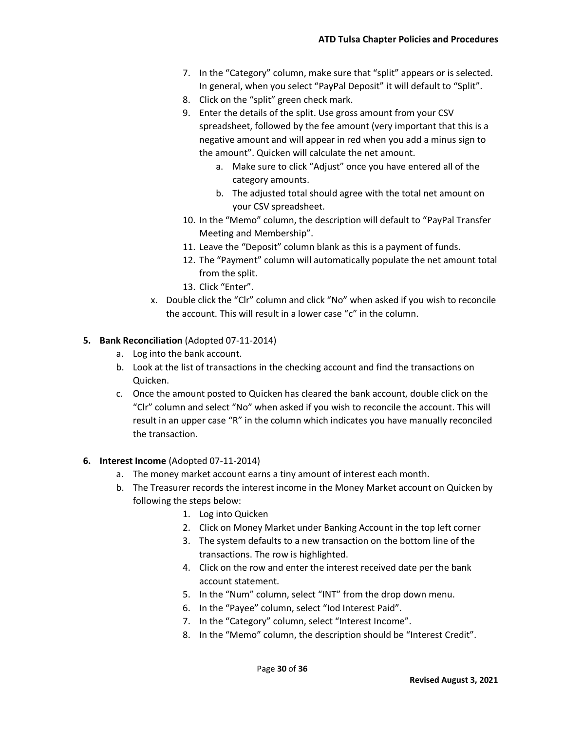7. In the "Category" column, make sure that "split" appears or is selected. In general, when you select "PayPal Deposit" it will default to "Split".
8. Click on the "split" green check mark.
9. Enter the details of the split. Use gross amount from your CSV spreadsheet, followed by the fee amount (very important that this is a negative amount and will appear in red when you add a minus sign to the amount". Quicken will calculate the net amount.
    a. Make sure to click "Adjust" once you have entered all of the category amounts.
    b. The adjusted total should agree with the total net amount on your CSV spreadsheet.
10. In the "Memo" column, the description will default to "PayPal Transfer Meeting and Membership".
11. Leave the "Deposit" column blank as this is a payment of funds.
12. The "Payment" column will automatically populate the net amount total from the split.
13. Click "Enter".

x. Double click the "Clr" column and click "No" when asked if you wish to reconcile the account. This will result in a lower case "c" in the column.

**5. Bank Reconciliation** (Adopted 07-11-2014)

a. Log into the bank account.
b. Look at the list of transactions in the checking account and find the transactions on Quicken.
c. Once the amount posted to Quicken has cleared the bank account, double click on the "Clr" column and select "No" when asked if you wish to reconcile the account. This will result in an upper case "R" in the column which indicates you have manually reconciled the transaction.

**6. Interest Income** (Adopted 07-11-2014)

a. The money market account earns a tiny amount of interest each month.
b. The Treasurer records the interest income in the Money Market account on Quicken by following the steps below:
    1. Log into Quicken
    2. Click on Money Market under Banking Account in the top left corner
    3. The system defaults to a new transaction on the bottom line of the transactions. The row is highlighted.
    4. Click on the row and enter the interest received date per the bank account statement.
    5. In the "Num" column, select "INT" from the drop down menu.
    6. In the "Payee" column, select "Iod Interest Paid".
    7. In the "Category" column, select "Interest Income".
    8. In the "Memo" column, the description should be "Interest Credit".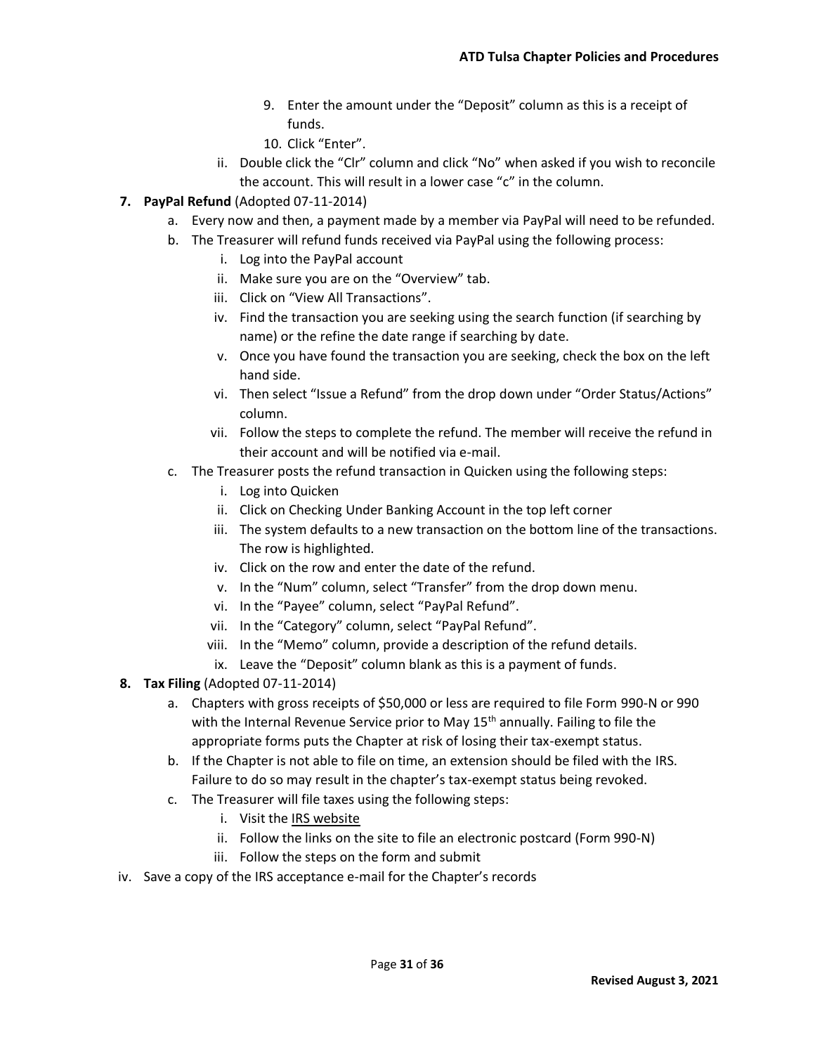9. Enter the amount under the "Deposit" column as this is a receipt of funds.
10. Click "Enter".

ii. Double click the "Clr" column and click "No" when asked if you wish to reconcile the account. This will result in a lower case "c" in the column.

**7. PayPal Refund** (Adopted 07-11-2014)

a. Every now and then, a payment made by a member via PayPal will need to be refunded.

b. The Treasurer will refund funds received via PayPal using the following process:

   i. Log into the PayPal account
   ii. Make sure you are on the "Overview" tab.
   iii. Click on "View All Transactions".
   iv. Find the transaction you are seeking using the search function (if searching by name) or the refine the date range if searching by date.
   v. Once you have found the transaction you are seeking, check the box on the left hand side.
   vi. Then select "Issue a Refund" from the drop down under "Order Status/Actions" column.
   vii. Follow the steps to complete the refund. The member will receive the refund in their account and will be notified via e-mail.

c. The Treasurer posts the refund transaction in Quicken using the following steps:

   i. Log into Quicken
   ii. Click on Checking Under Banking Account in the top left corner
   iii. The system defaults to a new transaction on the bottom line of the transactions. The row is highlighted.
   iv. Click on the row and enter the date of the refund.
   v. In the "Num" column, select "Transfer" from the drop down menu.
   vi. In the "Payee" column, select "PayPal Refund".
   vii. In the "Category" column, select "PayPal Refund".
   viii. In the "Memo" column, provide a description of the refund details.
   ix. Leave the "Deposit" column blank as this is a payment of funds.

**8. Tax Filing** (Adopted 07-11-2014)

a. Chapters with gross receipts of $50,000 or less are required to file Form 990-N or 990 with the Internal Revenue Service prior to May 15th annually. Failing to file the appropriate forms puts the Chapter at risk of losing their tax-exempt status.

b. If the Chapter is not able to file on time, an extension should be filed with the IRS. Failure to do so may result in the chapter's tax-exempt status being revoked.

c. The Treasurer will file taxes using the following steps:

   i. Visit the IRS website
   ii. Follow the links on the site to file an electronic postcard (Form 990-N)
   iii. Follow the steps on the form and submit

iv. Save a copy of the IRS acceptance e-mail for the Chapter's records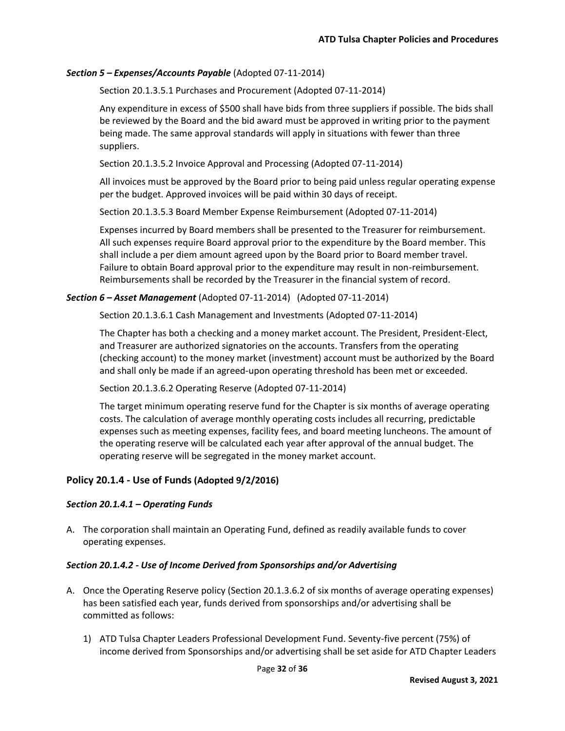***Section 5 – Expenses/Accounts Payable*** (Adopted 07-11-2014)

Section 20.1.3.5.1 Purchases and Procurement (Adopted 07-11-2014)

Any expenditure in excess of $500 shall have bids from three suppliers if possible. The bids shall be reviewed by the Board and the bid award must be approved in writing prior to the payment being made. The same approval standards will apply in situations with fewer than three suppliers.

Section 20.1.3.5.2 Invoice Approval and Processing (Adopted 07-11-2014)

All invoices must be approved by the Board prior to being paid unless regular operating expense per the budget. Approved invoices will be paid within 30 days of receipt.

Section 20.1.3.5.3 Board Member Expense Reimbursement (Adopted 07-11-2014)

Expenses incurred by Board members shall be presented to the Treasurer for reimbursement. All such expenses require Board approval prior to the expenditure by the Board member. This shall include a per diem amount agreed upon by the Board prior to Board member travel. Failure to obtain Board approval prior to the expenditure may result in non-reimbursement. Reimbursements shall be recorded by the Treasurer in the financial system of record.

***Section 6 – Asset Management*** (Adopted 07-11-2014) (Adopted 07-11-2014)

Section 20.1.3.6.1 Cash Management and Investments (Adopted 07-11-2014)

The Chapter has both a checking and a money market account. The President, President-Elect, and Treasurer are authorized signatories on the accounts. Transfers from the operating (checking account) to the money market (investment) account must be authorized by the Board and shall only be made if an agreed-upon operating threshold has been met or exceeded.

Section 20.1.3.6.2 Operating Reserve (Adopted 07-11-2014)

The target minimum operating reserve fund for the Chapter is six months of average operating costs. The calculation of average monthly operating costs includes all recurring, predictable expenses such as meeting expenses, facility fees, and board meeting luncheons. The amount of the operating reserve will be calculated each year after approval of the annual budget. The operating reserve will be segregated in the money market account.

## Policy 20.1.4 - Use of Funds (Adopted 9/2/2016)

### *Section 20.1.4.1 – Operating Funds*

A. The corporation shall maintain an Operating Fund, defined as readily available funds to cover operating expenses.

### *Section 20.1.4.2 - Use of Income Derived from Sponsorships and/or Advertising*

A. Once the Operating Reserve policy (Section 20.1.3.6.2 of six months of average operating expenses) has been satisfied each year, funds derived from sponsorships and/or advertising shall be committed as follows:

   1) ATD Tulsa Chapter Leaders Professional Development Fund. Seventy-five percent (75%) of income derived from Sponsorships and/or advertising shall be set aside for ATD Chapter Leaders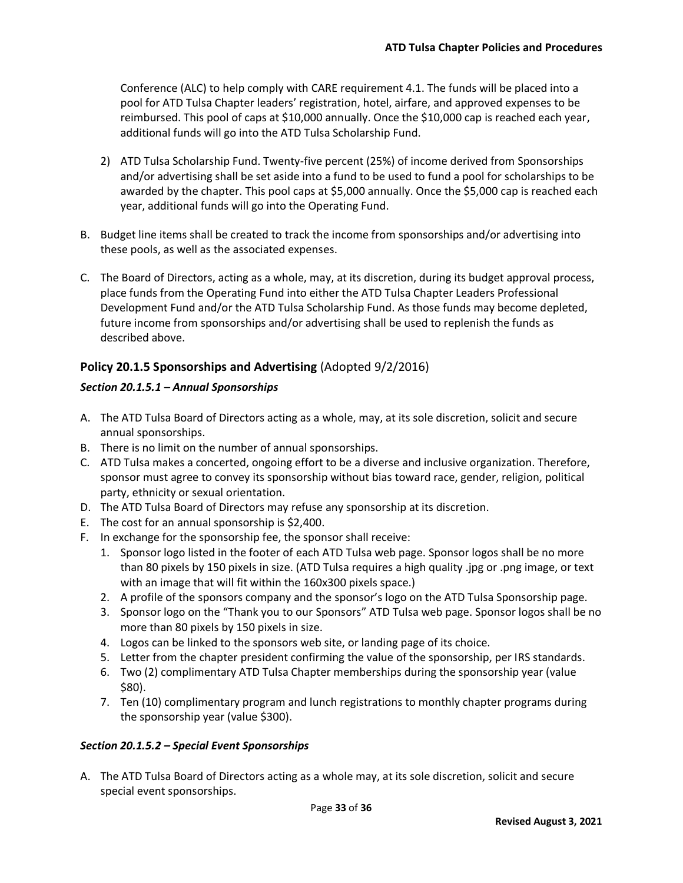Conference (ALC) to help comply with CARE requirement 4.1. The funds will be placed into a pool for ATD Tulsa Chapter leaders' registration, hotel, airfare, and approved expenses to be reimbursed. This pool of caps at $10,000 annually. Once the $10,000 cap is reached each year, additional funds will go into the ATD Tulsa Scholarship Fund.

2) ATD Tulsa Scholarship Fund. Twenty-five percent (25%) of income derived from Sponsorships and/or advertising shall be set aside into a fund to be used to fund a pool for scholarships to be awarded by the chapter. This pool caps at $5,000 annually. Once the $5,000 cap is reached each year, additional funds will go into the Operating Fund.

B. Budget line items shall be created to track the income from sponsorships and/or advertising into these pools, as well as the associated expenses.

C. The Board of Directors, acting as a whole, may, at its discretion, during its budget approval process, place funds from the Operating Fund into either the ATD Tulsa Chapter Leaders Professional Development Fund and/or the ATD Tulsa Scholarship Fund. As those funds may become depleted, future income from sponsorships and/or advertising shall be used to replenish the funds as described above.

## Policy 20.1.5 Sponsorships and Advertising (Adopted 9/2/2016)

### *Section 20.1.5.1 – Annual Sponsorships*

A. The ATD Tulsa Board of Directors acting as a whole, may, at its sole discretion, solicit and secure annual sponsorships.
B. There is no limit on the number of annual sponsorships.
C. ATD Tulsa makes a concerted, ongoing effort to be a diverse and inclusive organization. Therefore, sponsor must agree to convey its sponsorship without bias toward race, gender, religion, political party, ethnicity or sexual orientation.
D. The ATD Tulsa Board of Directors may refuse any sponsorship at its discretion.
E. The cost for an annual sponsorship is $2,400.
F. In exchange for the sponsorship fee, the sponsor shall receive:
   1. Sponsor logo listed in the footer of each ATD Tulsa web page. Sponsor logos shall be no more than 80 pixels by 150 pixels in size. (ATD Tulsa requires a high quality .jpg or .png image, or text with an image that will fit within the 160x300 pixels space.)
   2. A profile of the sponsors company and the sponsor's logo on the ATD Tulsa Sponsorship page.
   3. Sponsor logo on the "Thank you to our Sponsors" ATD Tulsa web page. Sponsor logos shall be no more than 80 pixels by 150 pixels in size.
   4. Logos can be linked to the sponsors web site, or landing page of its choice.
   5. Letter from the chapter president confirming the value of the sponsorship, per IRS standards.
   6. Two (2) complimentary ATD Tulsa Chapter memberships during the sponsorship year (value $80).
   7. Ten (10) complimentary program and lunch registrations to monthly chapter programs during the sponsorship year (value $300).

### *Section 20.1.5.2 – Special Event Sponsorships*

A. The ATD Tulsa Board of Directors acting as a whole may, at its sole discretion, solicit and secure special event sponsorships.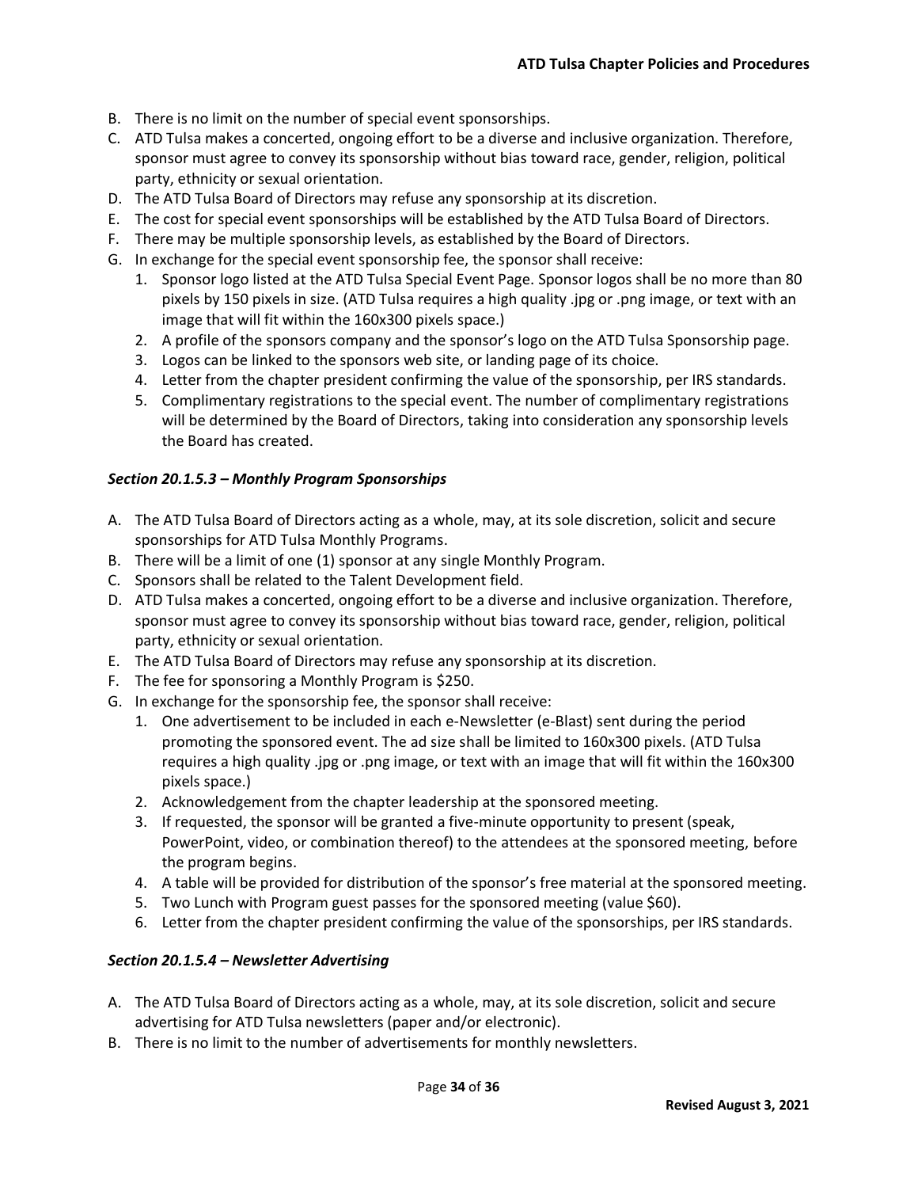B. There is no limit on the number of special event sponsorships.
C. ATD Tulsa makes a concerted, ongoing effort to be a diverse and inclusive organization. Therefore, sponsor must agree to convey its sponsorship without bias toward race, gender, religion, political party, ethnicity or sexual orientation.
D. The ATD Tulsa Board of Directors may refuse any sponsorship at its discretion.
E. The cost for special event sponsorships will be established by the ATD Tulsa Board of Directors.
F. There may be multiple sponsorship levels, as established by the Board of Directors.
G. In exchange for the special event sponsorship fee, the sponsor shall receive:
   1. Sponsor logo listed at the ATD Tulsa Special Event Page. Sponsor logos shall be no more than 80 pixels by 150 pixels in size. (ATD Tulsa requires a high quality .jpg or .png image, or text with an image that will fit within the 160x300 pixels space.)
   2. A profile of the sponsors company and the sponsor's logo on the ATD Tulsa Sponsorship page.
   3. Logos can be linked to the sponsors web site, or landing page of its choice.
   4. Letter from the chapter president confirming the value of the sponsorship, per IRS standards.
   5. Complimentary registrations to the special event. The number of complimentary registrations will be determined by the Board of Directors, taking into consideration any sponsorship levels the Board has created.

### *Section 20.1.5.3 – Monthly Program Sponsorships*

A. The ATD Tulsa Board of Directors acting as a whole, may, at its sole discretion, solicit and secure sponsorships for ATD Tulsa Monthly Programs.
B. There will be a limit of one (1) sponsor at any single Monthly Program.
C. Sponsors shall be related to the Talent Development field.
D. ATD Tulsa makes a concerted, ongoing effort to be a diverse and inclusive organization. Therefore, sponsor must agree to convey its sponsorship without bias toward race, gender, religion, political party, ethnicity or sexual orientation.
E. The ATD Tulsa Board of Directors may refuse any sponsorship at its discretion.
F. The fee for sponsoring a Monthly Program is $250.
G. In exchange for the sponsorship fee, the sponsor shall receive:
   1. One advertisement to be included in each e-Newsletter (e-Blast) sent during the period promoting the sponsored event. The ad size shall be limited to 160x300 pixels. (ATD Tulsa requires a high quality .jpg or .png image, or text with an image that will fit within the 160x300 pixels space.)
   2. Acknowledgement from the chapter leadership at the sponsored meeting.
   3. If requested, the sponsor will be granted a five-minute opportunity to present (speak, PowerPoint, video, or combination thereof) to the attendees at the sponsored meeting, before the program begins.
   4. A table will be provided for distribution of the sponsor's free material at the sponsored meeting.
   5. Two Lunch with Program guest passes for the sponsored meeting (value $60).
   6. Letter from the chapter president confirming the value of the sponsorships, per IRS standards.

### *Section 20.1.5.4 – Newsletter Advertising*

A. The ATD Tulsa Board of Directors acting as a whole, may, at its sole discretion, solicit and secure advertising for ATD Tulsa newsletters (paper and/or electronic).
B. There is no limit to the number of advertisements for monthly newsletters.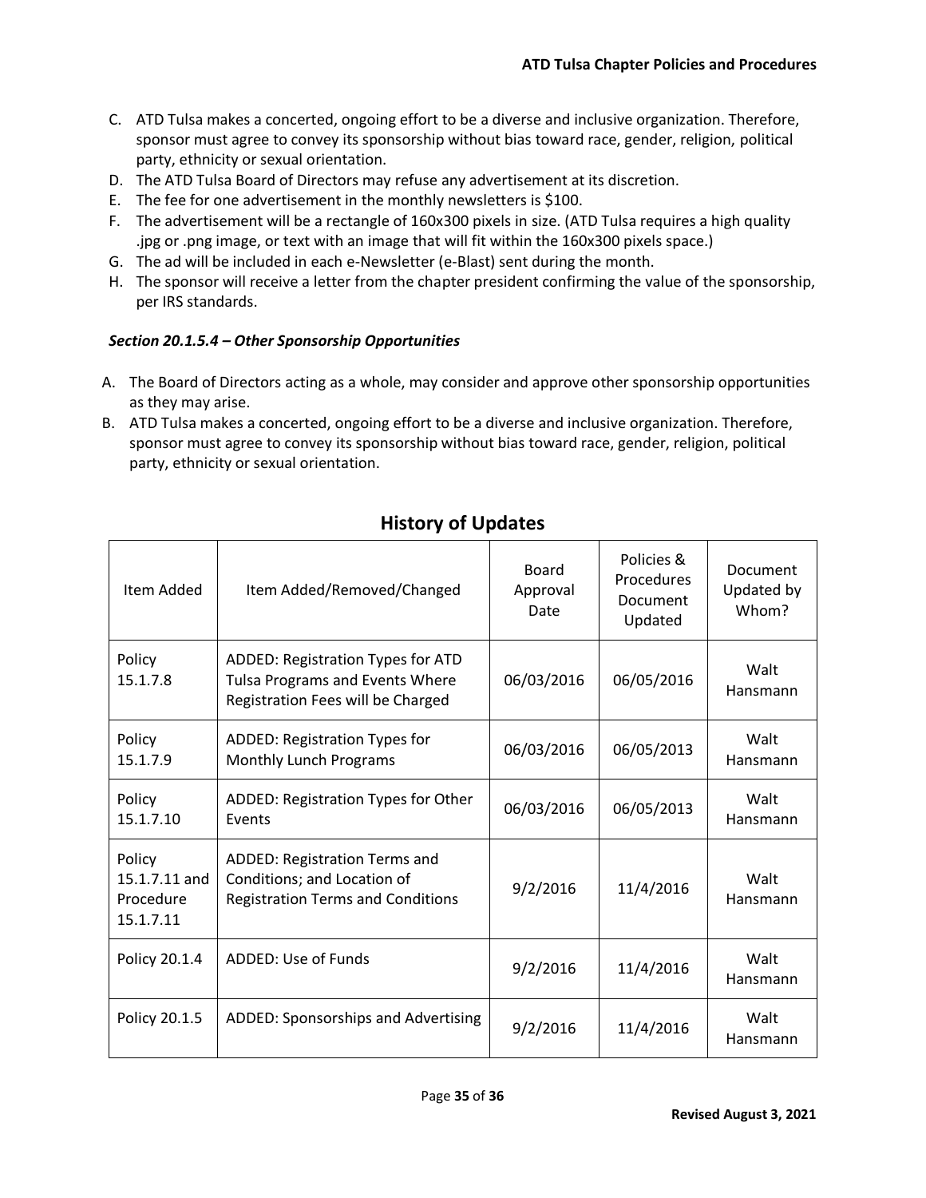C. ATD Tulsa makes a concerted, ongoing effort to be a diverse and inclusive organization. Therefore, sponsor must agree to convey its sponsorship without bias toward race, gender, religion, political party, ethnicity or sexual orientation.
D. The ATD Tulsa Board of Directors may refuse any advertisement at its discretion.
E. The fee for one advertisement in the monthly newsletters is $100.
F. The advertisement will be a rectangle of 160x300 pixels in size. (ATD Tulsa requires a high quality .jpg or .png image, or text with an image that will fit within the 160x300 pixels space.)
G. The ad will be included in each e-Newsletter (e-Blast) sent during the month.
H. The sponsor will receive a letter from the chapter president confirming the value of the sponsorship, per IRS standards.

***Section 20.1.5.4 – Other Sponsorship Opportunities***

A. The Board of Directors acting as a whole, may consider and approve other sponsorship opportunities as they may arise.
B. ATD Tulsa makes a concerted, ongoing effort to be a diverse and inclusive organization. Therefore, sponsor must agree to convey its sponsorship without bias toward race, gender, religion, political party, ethnicity or sexual orientation.

## History of Updates

| Item Added | Item Added/Removed/Changed | Board Approval Date | Policies & Procedures Document Updated | Document Updated by Whom? |
|---|---|---|---|---|
| Policy 15.1.7.8 | ADDED: Registration Types for ATD Tulsa Programs and Events Where Registration Fees will be Charged | 06/03/2016 | 06/05/2016 | Walt Hansmann |
| Policy 15.1.7.9 | ADDED: Registration Types for Monthly Lunch Programs | 06/03/2016 | 06/05/2013 | Walt Hansmann |
| Policy 15.1.7.10 | ADDED: Registration Types for Other Events | 06/03/2016 | 06/05/2013 | Walt Hansmann |
| Policy 15.1.7.11 and Procedure 15.1.7.11 | ADDED: Registration Terms and Conditions; and Location of Registration Terms and Conditions | 9/2/2016 | 11/4/2016 | Walt Hansmann |
| Policy 20.1.4 | ADDED: Use of Funds | 9/2/2016 | 11/4/2016 | Walt Hansmann |
| Policy 20.1.5 | ADDED: Sponsorships and Advertising | 9/2/2016 | 11/4/2016 | Walt Hansmann |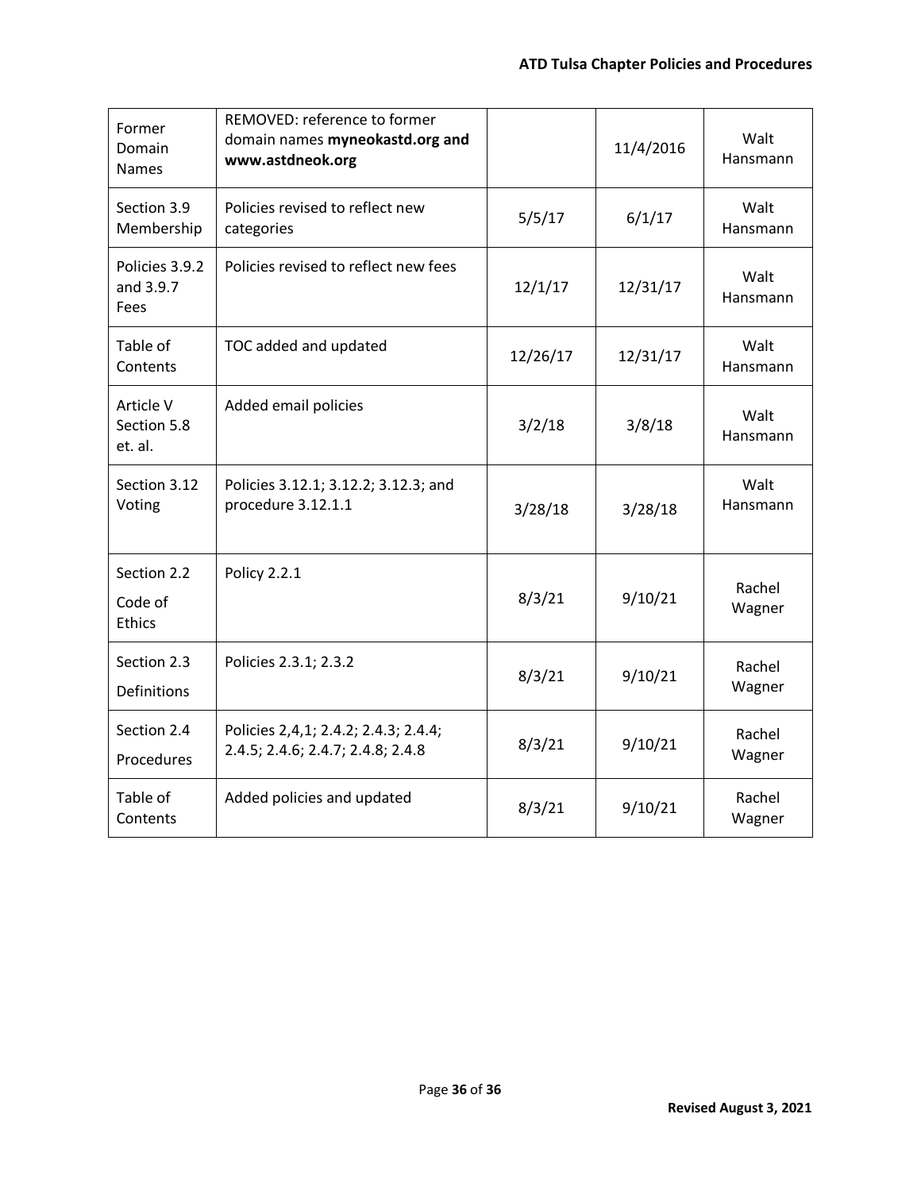| | | | | |
|---|---|---|---|---|
| Former Domain Names | REMOVED: reference to former domain names **myneokastd.org and www.astdneok.org** | | 11/4/2016 | Walt Hansmann |
| Section 3.9 Membership | Policies revised to reflect new categories | 5/5/17 | 6/1/17 | Walt Hansmann |
| Policies 3.9.2 and 3.9.7 Fees | Policies revised to reflect new fees | 12/1/17 | 12/31/17 | Walt Hansmann |
| Table of Contents | TOC added and updated | 12/26/17 | 12/31/17 | Walt Hansmann |
| Article V Section 5.8 et. al. | Added email policies | 3/2/18 | 3/8/18 | Walt Hansmann |
| Section 3.12 Voting | Policies 3.12.1; 3.12.2; 3.12.3; and procedure 3.12.1.1 | 3/28/18 | 3/28/18 | Walt Hansmann |
| Section 2.2 Code of Ethics | Policy 2.2.1 | 8/3/21 | 9/10/21 | Rachel Wagner |
| Section 2.3 Definitions | Policies 2.3.1; 2.3.2 | 8/3/21 | 9/10/21 | Rachel Wagner |
| Section 2.4 Procedures | Policies 2,4,1; 2.4.2; 2.4.3; 2.4.4; 2.4.5; 2.4.6; 2.4.7; 2.4.8; 2.4.8 | 8/3/21 | 9/10/21 | Rachel Wagner |
| Table of Contents | Added policies and updated | 8/3/21 | 9/10/21 | Rachel Wagner |

**Revised August 3, 2021**